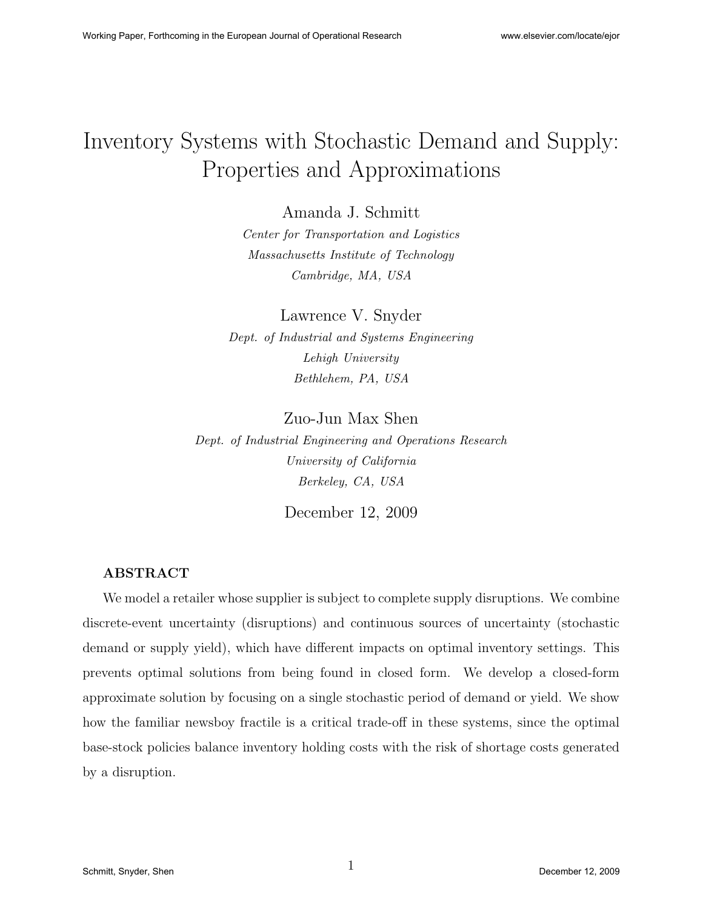# Inventory Systems with Stochastic Demand and Supply: Properties and Approximations

Amanda J. Schmitt

*Center for Transportation and Logistics*
*Massachusetts Institute of Technology*
*Cambridge, MA, USA*

Lawrence V. Snyder

*Dept. of Industrial and Systems Engineering*
*Lehigh University*
*Bethlehem, PA, USA*

Zuo-Jun Max Shen

*Dept. of Industrial Engineering and Operations Research*
*University of California*
*Berkeley, CA, USA*

December 12, 2009

## ABSTRACT

We model a retailer whose supplier is subject to complete supply disruptions. We combine discrete-event uncertainty (disruptions) and continuous sources of uncertainty (stochastic demand or supply yield), which have different impacts on optimal inventory settings. This prevents optimal solutions from being found in closed form. We develop a closed-form approximate solution by focusing on a single stochastic period of demand or yield. We show how the familiar newsboy fractile is a critical trade-off in these systems, since the optimal base-stock policies balance inventory holding costs with the risk of shortage costs generated by a disruption.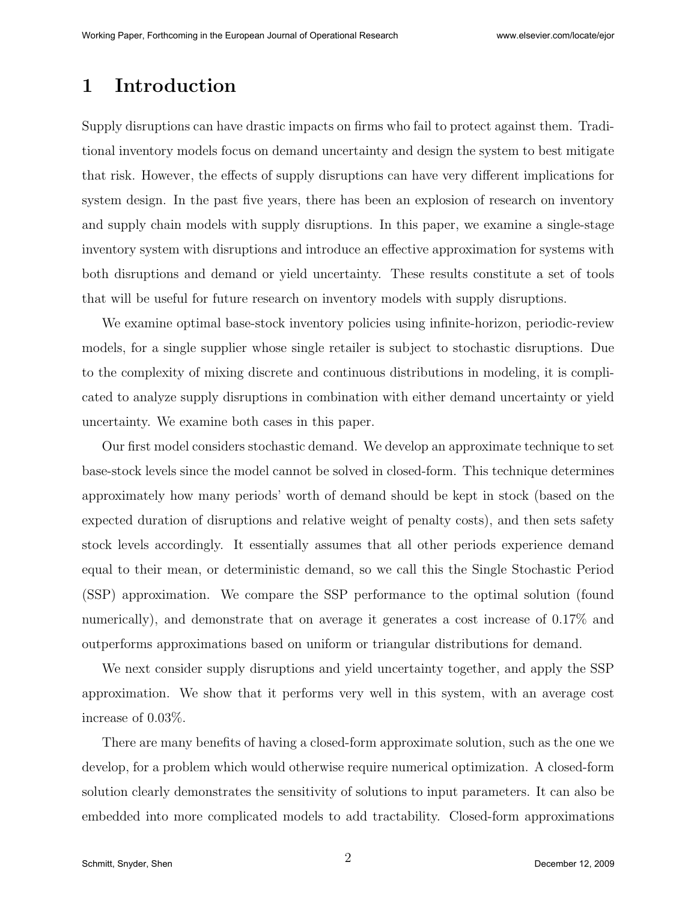# 1 Introduction

Supply disruptions can have drastic impacts on firms who fail to protect against them. Traditional inventory models focus on demand uncertainty and design the system to best mitigate that risk. However, the effects of supply disruptions can have very different implications for system design. In the past five years, there has been an explosion of research on inventory and supply chain models with supply disruptions. In this paper, we examine a single-stage inventory system with disruptions and introduce an effective approximation for systems with both disruptions and demand or yield uncertainty. These results constitute a set of tools that will be useful for future research on inventory models with supply disruptions.

We examine optimal base-stock inventory policies using infinite-horizon, periodic-review models, for a single supplier whose single retailer is subject to stochastic disruptions. Due to the complexity of mixing discrete and continuous distributions in modeling, it is complicated to analyze supply disruptions in combination with either demand uncertainty or yield uncertainty. We examine both cases in this paper.

Our first model considers stochastic demand. We develop an approximate technique to set base-stock levels since the model cannot be solved in closed-form. This technique determines approximately how many periods' worth of demand should be kept in stock (based on the expected duration of disruptions and relative weight of penalty costs), and then sets safety stock levels accordingly. It essentially assumes that all other periods experience demand equal to their mean, or deterministic demand, so we call this the Single Stochastic Period (SSP) approximation. We compare the SSP performance to the optimal solution (found numerically), and demonstrate that on average it generates a cost increase of 0.17% and outperforms approximations based on uniform or triangular distributions for demand.

We next consider supply disruptions and yield uncertainty together, and apply the SSP approximation. We show that it performs very well in this system, with an average cost increase of 0.03%.

There are many benefits of having a closed-form approximate solution, such as the one we develop, for a problem which would otherwise require numerical optimization. A closed-form solution clearly demonstrates the sensitivity of solutions to input parameters. It can also be embedded into more complicated models to add tractability. Closed-form approximations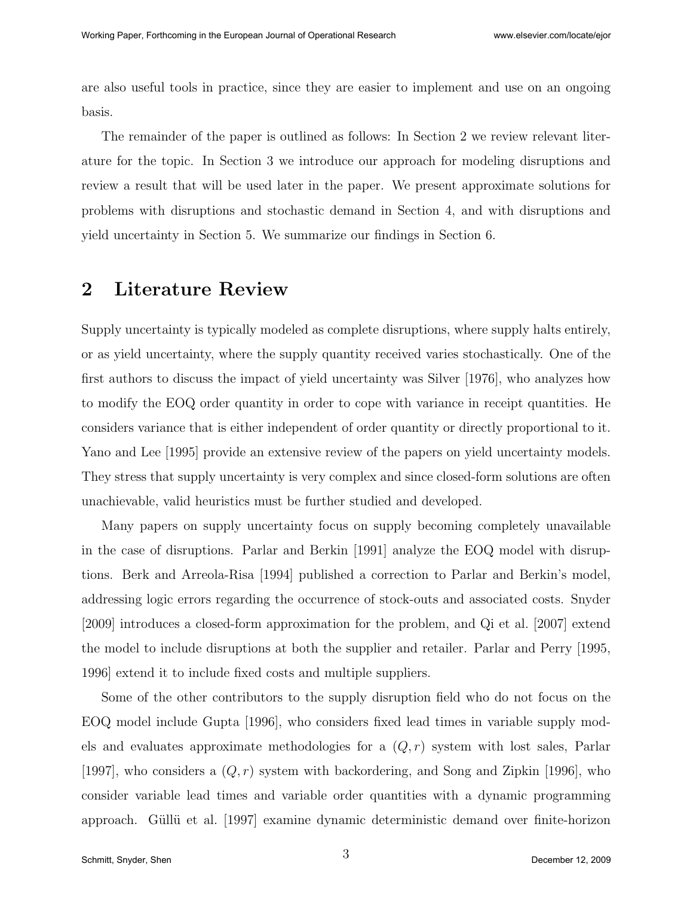are also useful tools in practice, since they are easier to implement and use on an ongoing basis.

The remainder of the paper is outlined as follows: In Section 2 we review relevant literature for the topic. In Section 3 we introduce our approach for modeling disruptions and review a result that will be used later in the paper. We present approximate solutions for problems with disruptions and stochastic demand in Section 4, and with disruptions and yield uncertainty in Section 5. We summarize our findings in Section 6.

## 2 Literature Review

Supply uncertainty is typically modeled as complete disruptions, where supply halts entirely, or as yield uncertainty, where the supply quantity received varies stochastically. One of the first authors to discuss the impact of yield uncertainty was Silver [1976], who analyzes how to modify the EOQ order quantity in order to cope with variance in receipt quantities. He considers variance that is either independent of order quantity or directly proportional to it. Yano and Lee [1995] provide an extensive review of the papers on yield uncertainty models. They stress that supply uncertainty is very complex and since closed-form solutions are often unachievable, valid heuristics must be further studied and developed.

Many papers on supply uncertainty focus on supply becoming completely unavailable in the case of disruptions. Parlar and Berkin [1991] analyze the EOQ model with disruptions. Berk and Arreola-Risa [1994] published a correction to Parlar and Berkin's model, addressing logic errors regarding the occurrence of stock-outs and associated costs. Snyder [2009] introduces a closed-form approximation for the problem, and Qi et al. [2007] extend the model to include disruptions at both the supplier and retailer. Parlar and Perry [1995, 1996] extend it to include fixed costs and multiple suppliers.

Some of the other contributors to the supply disruption field who do not focus on the EOQ model include Gupta [1996], who considers fixed lead times in variable supply models and evaluates approximate methodologies for a $(Q, r)$ system with lost sales, Parlar [1997], who considers a $(Q, r)$ system with backordering, and Song and Zipkin [1996], who consider variable lead times and variable order quantities with a dynamic programming approach. Güllü et al. [1997] examine dynamic deterministic demand over finite-horizon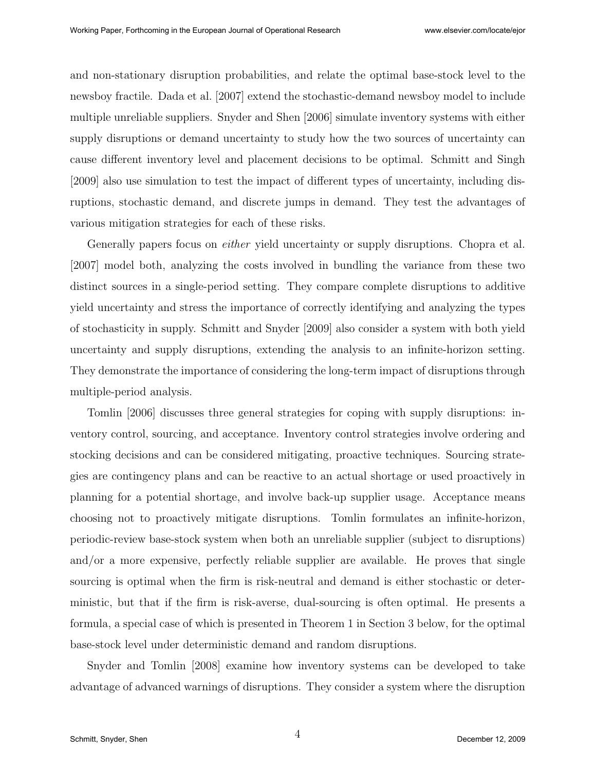and non-stationary disruption probabilities, and relate the optimal base-stock level to the newsboy fractile. Dada et al. [2007] extend the stochastic-demand newsboy model to include multiple unreliable suppliers. Snyder and Shen [2006] simulate inventory systems with either supply disruptions or demand uncertainty to study how the two sources of uncertainty can cause different inventory level and placement decisions to be optimal. Schmitt and Singh [2009] also use simulation to test the impact of different types of uncertainty, including disruptions, stochastic demand, and discrete jumps in demand. They test the advantages of various mitigation strategies for each of these risks.

Generally papers focus on *either* yield uncertainty or supply disruptions. Chopra et al. [2007] model both, analyzing the costs involved in bundling the variance from these two distinct sources in a single-period setting. They compare complete disruptions to additive yield uncertainty and stress the importance of correctly identifying and analyzing the types of stochasticity in supply. Schmitt and Snyder [2009] also consider a system with both yield uncertainty and supply disruptions, extending the analysis to an infinite-horizon setting. They demonstrate the importance of considering the long-term impact of disruptions through multiple-period analysis.

Tomlin [2006] discusses three general strategies for coping with supply disruptions: inventory control, sourcing, and acceptance. Inventory control strategies involve ordering and stocking decisions and can be considered mitigating, proactive techniques. Sourcing strategies are contingency plans and can be reactive to an actual shortage or used proactively in planning for a potential shortage, and involve back-up supplier usage. Acceptance means choosing not to proactively mitigate disruptions. Tomlin formulates an infinite-horizon, periodic-review base-stock system when both an unreliable supplier (subject to disruptions) and/or a more expensive, perfectly reliable supplier are available. He proves that single sourcing is optimal when the firm is risk-neutral and demand is either stochastic or deterministic, but that if the firm is risk-averse, dual-sourcing is often optimal. He presents a formula, a special case of which is presented in Theorem 1 in Section 3 below, for the optimal base-stock level under deterministic demand and random disruptions.

Snyder and Tomlin [2008] examine how inventory systems can be developed to take advantage of advanced warnings of disruptions. They consider a system where the disruption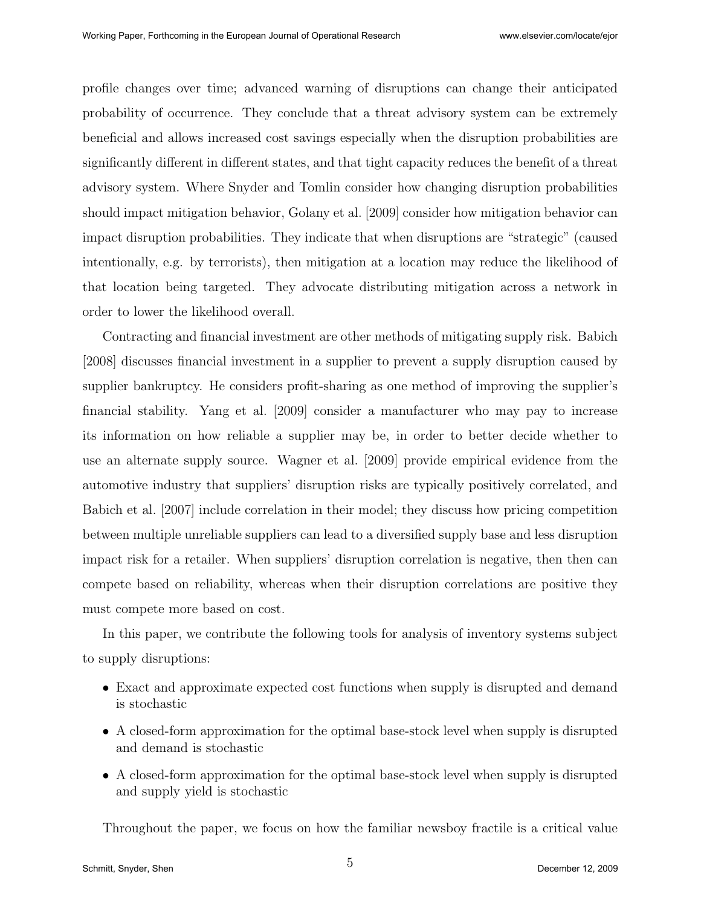profile changes over time; advanced warning of disruptions can change their anticipated probability of occurrence. They conclude that a threat advisory system can be extremely beneficial and allows increased cost savings especially when the disruption probabilities are significantly different in different states, and that tight capacity reduces the benefit of a threat advisory system. Where Snyder and Tomlin consider how changing disruption probabilities should impact mitigation behavior, Golany et al. [2009] consider how mitigation behavior can impact disruption probabilities. They indicate that when disruptions are "strategic" (caused intentionally, e.g. by terrorists), then mitigation at a location may reduce the likelihood of that location being targeted. They advocate distributing mitigation across a network in order to lower the likelihood overall.

Contracting and financial investment are other methods of mitigating supply risk. Babich [2008] discusses financial investment in a supplier to prevent a supply disruption caused by supplier bankruptcy. He considers profit-sharing as one method of improving the supplier's financial stability. Yang et al. [2009] consider a manufacturer who may pay to increase its information on how reliable a supplier may be, in order to better decide whether to use an alternate supply source. Wagner et al. [2009] provide empirical evidence from the automotive industry that suppliers' disruption risks are typically positively correlated, and Babich et al. [2007] include correlation in their model; they discuss how pricing competition between multiple unreliable suppliers can lead to a diversified supply base and less disruption impact risk for a retailer. When suppliers' disruption correlation is negative, then then can compete based on reliability, whereas when their disruption correlations are positive they must compete more based on cost.

In this paper, we contribute the following tools for analysis of inventory systems subject to supply disruptions:

- Exact and approximate expected cost functions when supply is disrupted and demand is stochastic
- A closed-form approximation for the optimal base-stock level when supply is disrupted and demand is stochastic
- A closed-form approximation for the optimal base-stock level when supply is disrupted and supply yield is stochastic

Throughout the paper, we focus on how the familiar newsboy fractile is a critical value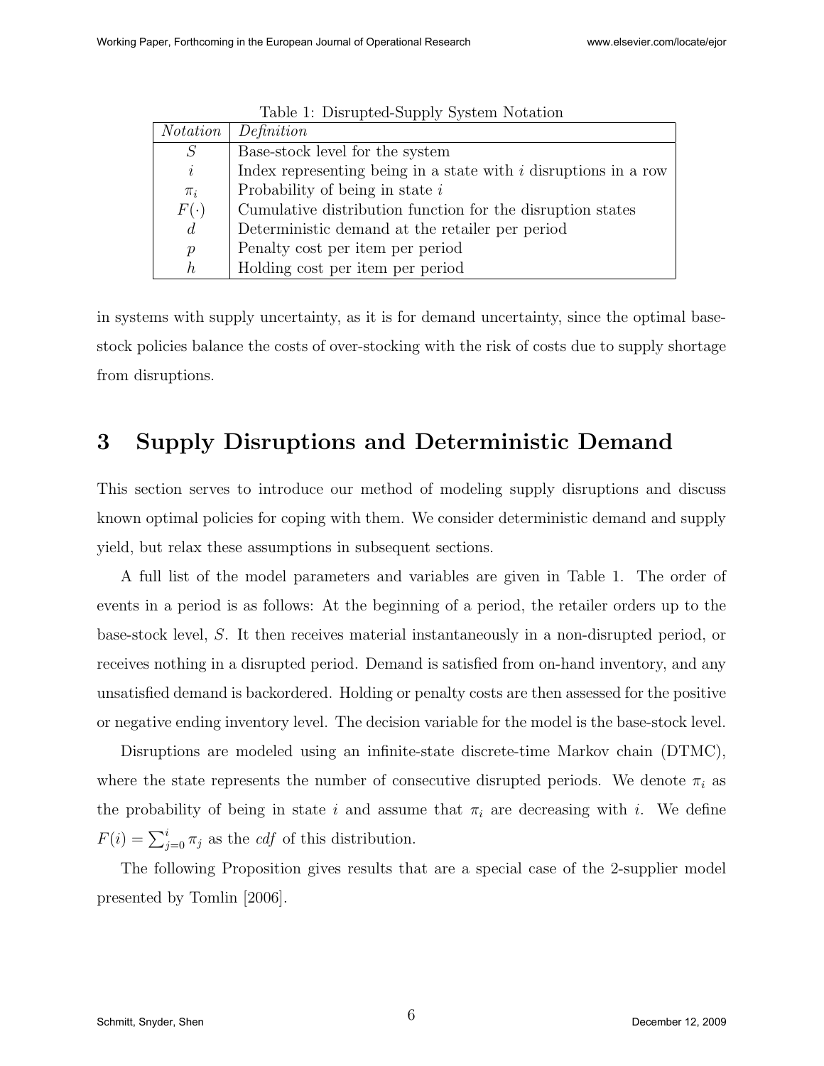Table 1: Disrupted-Supply System Notation

| *Notation* | *Definition* |
| --- | --- |
| $S$ | Base-stock level for the system |
| $i$ | Index representing being in a state with $i$ disruptions in a row |
| $\pi_i$ | Probability of being in state $i$ |
| $F(\cdot)$ | Cumulative distribution function for the disruption states |
| $d$ | Deterministic demand at the retailer per period |
| $p$ | Penalty cost per item per period |
| $h$ | Holding cost per item per period |

in systems with supply uncertainty, as it is for demand uncertainty, since the optimal base-stock policies balance the costs of over-stocking with the risk of costs due to supply shortage from disruptions.

# 3 Supply Disruptions and Deterministic Demand

This section serves to introduce our method of modeling supply disruptions and discuss known optimal policies for coping with them. We consider deterministic demand and supply yield, but relax these assumptions in subsequent sections.

A full list of the model parameters and variables are given in Table 1. The order of events in a period is as follows: At the beginning of a period, the retailer orders up to the base-stock level, $S$. It then receives material instantaneously in a non-disrupted period, or receives nothing in a disrupted period. Demand is satisfied from on-hand inventory, and any unsatisfied demand is backordered. Holding or penalty costs are then assessed for the positive or negative ending inventory level. The decision variable for the model is the base-stock level.

Disruptions are modeled using an infinite-state discrete-time Markov chain (DTMC), where the state represents the number of consecutive disrupted periods. We denote $\pi_i$ as the probability of being in state $i$ and assume that $\pi_i$ are decreasing with $i$. We define $F(i) = \sum_{j=0}^{i} \pi_j$ as the *cdf* of this distribution.

The following Proposition gives results that are a special case of the 2-supplier model presented by Tomlin [2006].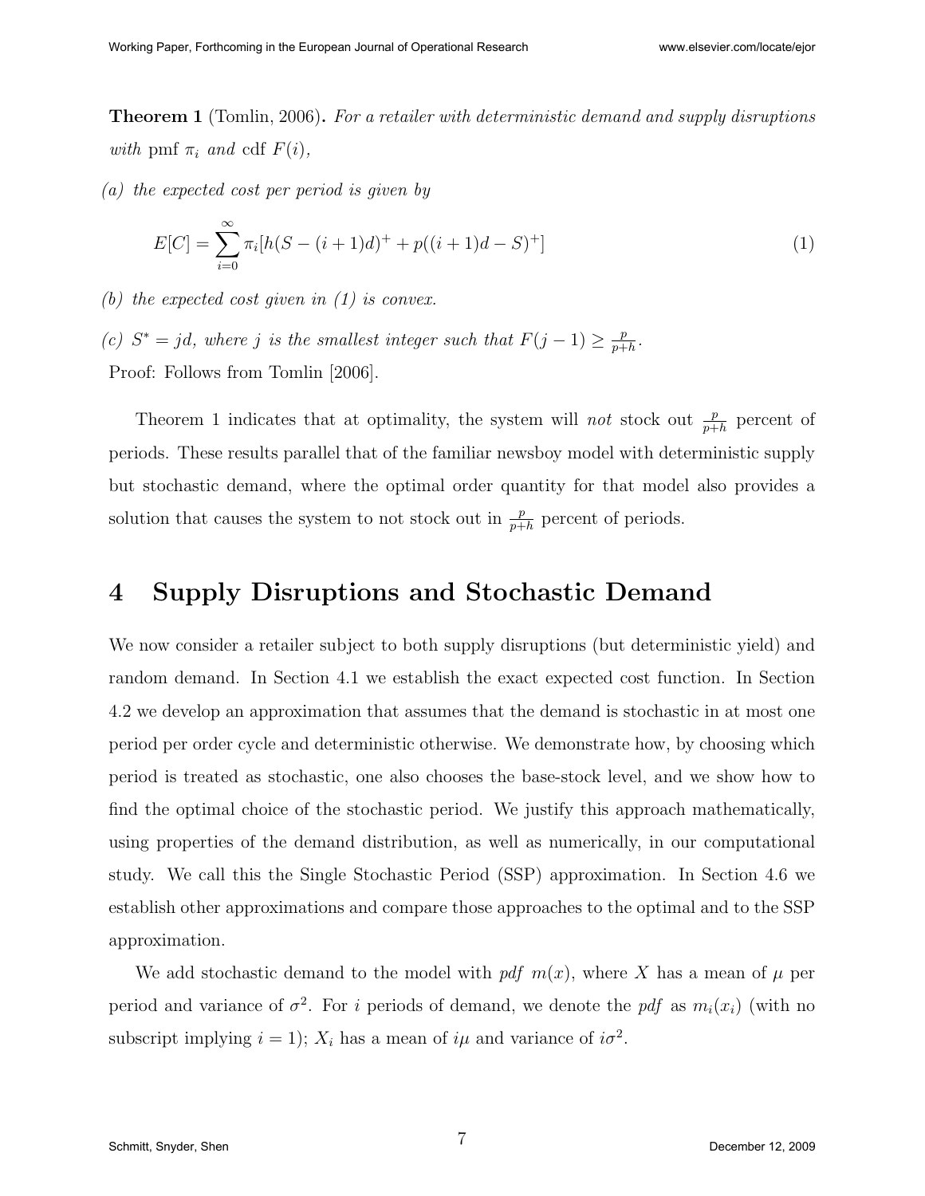**Theorem 1** (Tomlin, 2006). *For a retailer with deterministic demand and supply disruptions with* pmf $\pi_i$ *and* cdf $F(i)$,

*(a) the expected cost per period is given by*

$$E[C] = \sum_{i=0}^{\infty} \pi_i [h(S - (i+1)d)^+ + p((i+1)d - S)^+] \tag{1}$$

*(b) the expected cost given in (1) is convex.*

*(c)* $S^* = jd$*, where* $j$ *is the smallest integer such that* $F(j-1) \geq \frac{p}{p+h}$.

Proof: Follows from Tomlin [2006].

Theorem 1 indicates that at optimality, the system will *not* stock out $\frac{p}{p+h}$ percent of periods. These results parallel that of the familiar newsboy model with deterministic supply but stochastic demand, where the optimal order quantity for that model also provides a solution that causes the system to not stock out in $\frac{p}{p+h}$ percent of periods.

# 4 Supply Disruptions and Stochastic Demand

We now consider a retailer subject to both supply disruptions (but deterministic yield) and random demand. In Section 4.1 we establish the exact expected cost function. In Section 4.2 we develop an approximation that assumes that the demand is stochastic in at most one period per order cycle and deterministic otherwise. We demonstrate how, by choosing which period is treated as stochastic, one also chooses the base-stock level, and we show how to find the optimal choice of the stochastic period. We justify this approach mathematically, using properties of the demand distribution, as well as numerically, in our computational study. We call this the Single Stochastic Period (SSP) approximation. In Section 4.6 we establish other approximations and compare those approaches to the optimal and to the SSP approximation.

We add stochastic demand to the model with *pdf* $m(x)$, where $X$ has a mean of $\mu$ per period and variance of $\sigma^2$. For $i$ periods of demand, we denote the *pdf* as $m_i(x_i)$ (with no subscript implying $i = 1$); $X_i$ has a mean of $i\mu$ and variance of $i\sigma^2$.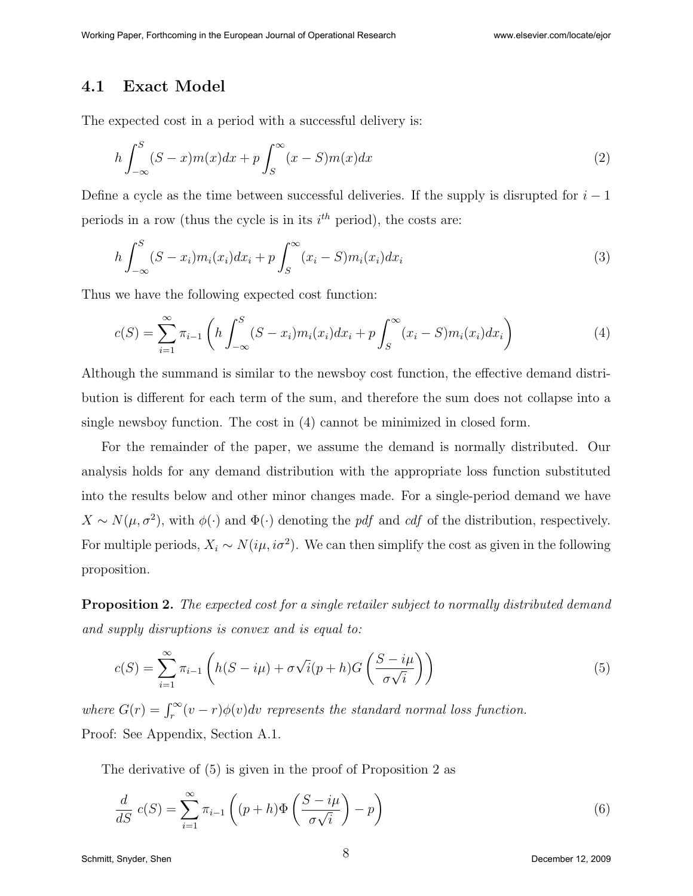### 4.1 Exact Model

The expected cost in a period with a successful delivery is:

$$h \int_{-\infty}^{S} (S - x) m(x) dx + p \int_{S}^{\infty} (x - S) m(x) dx \tag{2}$$

Define a cycle as the time between successful deliveries. If the supply is disrupted for $i - 1$ periods in a row (thus the cycle is in its $i^{th}$ period), the costs are:

$$h \int_{-\infty}^{S} (S - x_i) m_i(x_i) dx_i + p \int_{S}^{\infty} (x_i - S) m_i(x_i) dx_i \tag{3}$$

Thus we have the following expected cost function:

$$c(S) = \sum_{i=1}^{\infty} \pi_{i-1} \left( h \int_{-\infty}^{S} (S - x_i) m_i(x_i) dx_i + p \int_{S}^{\infty} (x_i - S) m_i(x_i) dx_i \right) \tag{4}$$

Although the summand is similar to the newsboy cost function, the effective demand distribution is different for each term of the sum, and therefore the sum does not collapse into a single newsboy function. The cost in (4) cannot be minimized in closed form.

For the remainder of the paper, we assume the demand is normally distributed. Our analysis holds for any demand distribution with the appropriate loss function substituted into the results below and other minor changes made. For a single-period demand we have $X \sim N(\mu, \sigma^2)$, with $\phi(\cdot)$ and $\Phi(\cdot)$ denoting the *pdf* and *cdf* of the distribution, respectively. For multiple periods, $X_i \sim N(i\mu, i\sigma^2)$. We can then simplify the cost as given in the following proposition.

**Proposition 2.** *The expected cost for a single retailer subject to normally distributed demand and supply disruptions is convex and is equal to:*

$$c(S) = \sum_{i=1}^{\infty} \pi_{i-1} \left( h(S - i\mu) + \sigma\sqrt{i}(p + h) G\left( \frac{S - i\mu}{\sigma\sqrt{i}} \right) \right) \tag{5}$$

*where* $G(r) = \int_{r}^{\infty} (v - r)\phi(v) dv$ *represents the standard normal loss function.*

Proof: See Appendix, Section A.1.

The derivative of (5) is given in the proof of Proposition 2 as

$$\frac{d}{dS}\, c(S) = \sum_{i=1}^{\infty} \pi_{i-1} \left( (p + h)\Phi\left( \frac{S - i\mu}{\sigma\sqrt{i}} \right) - p \right) \tag{6}$$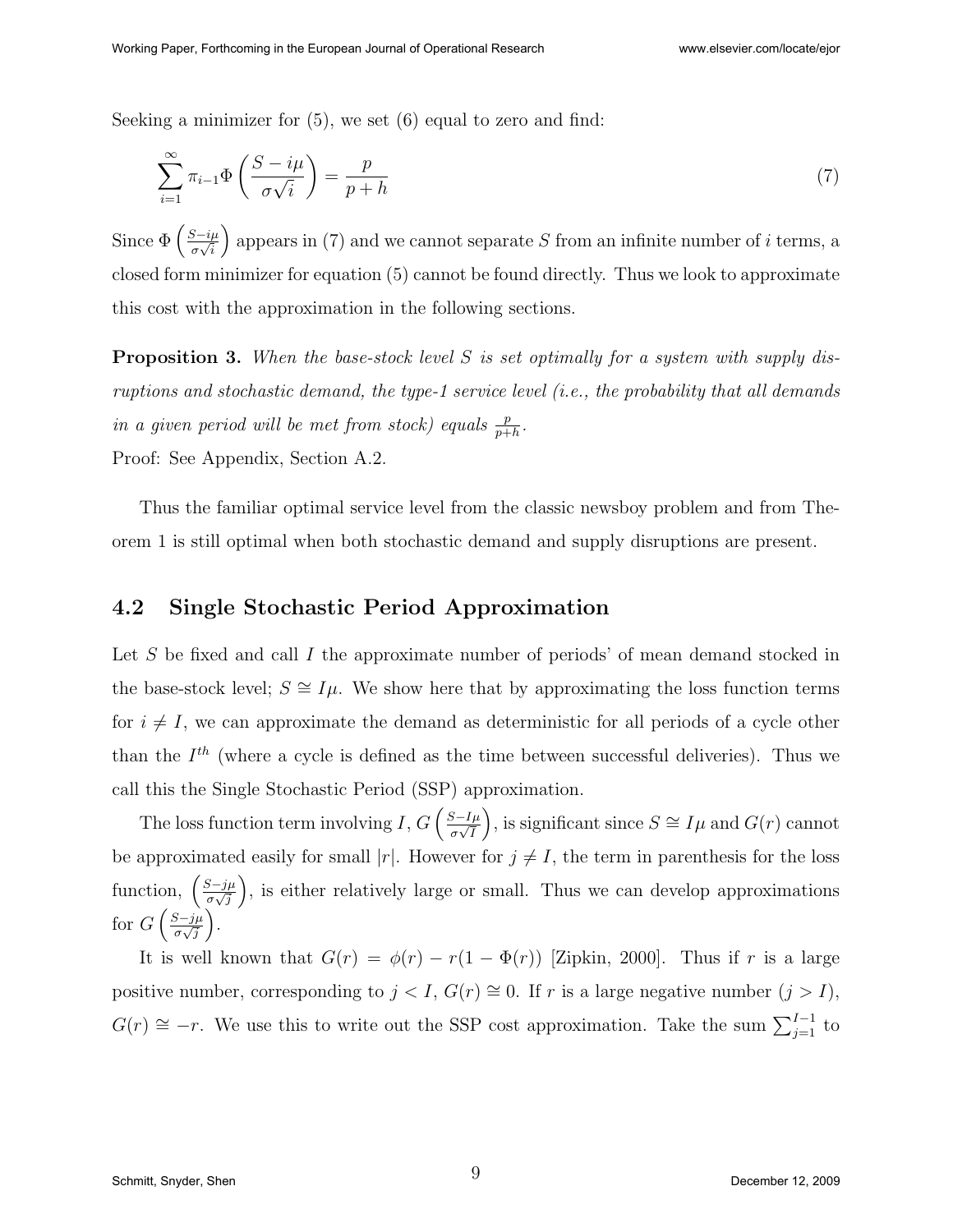Seeking a minimizer for (5), we set (6) equal to zero and find:

$$\sum_{i=1}^{\infty} \pi_{i-1} \Phi\left(\frac{S - i\mu}{\sigma\sqrt{i}}\right) = \frac{p}{p+h} \tag{7}$$

Since $\Phi\left(\frac{S-i\mu}{\sigma\sqrt{i}}\right)$ appears in (7) and we cannot separate $S$ from an infinite number of $i$ terms, a closed form minimizer for equation (5) cannot be found directly. Thus we look to approximate this cost with the approximation in the following sections.

**Proposition 3.** *When the base-stock level $S$ is set optimally for a system with supply disruptions and stochastic demand, the type-1 service level (i.e., the probability that all demands in a given period will be met from stock) equals $\frac{p}{p+h}$.*

Proof: See Appendix, Section A.2.

Thus the familiar optimal service level from the classic newsboy problem and from Theorem 1 is still optimal when both stochastic demand and supply disruptions are present.

## 4.2 Single Stochastic Period Approximation

Let $S$ be fixed and call $I$ the approximate number of periods' of mean demand stocked in the base-stock level; $S \cong I\mu$. We show here that by approximating the loss function terms for $i \neq I$, we can approximate the demand as deterministic for all periods of a cycle other than the $I^{th}$ (where a cycle is defined as the time between successful deliveries). Thus we call this the Single Stochastic Period (SSP) approximation.

The loss function term involving $I$, $G\left(\frac{S-I\mu}{\sigma\sqrt{I}}\right)$, is significant since $S \cong I\mu$ and $G(r)$ cannot be approximated easily for small $|r|$. However for $j \neq I$, the term in parenthesis for the loss function, $\left(\frac{S-j\mu}{\sigma\sqrt{j}}\right)$, is either relatively large or small. Thus we can develop approximations for $G\left(\frac{S-j\mu}{\sigma\sqrt{j}}\right)$.

It is well known that $G(r) = \phi(r) - r(1 - \Phi(r))$ [Zipkin, 2000]. Thus if $r$ is a large positive number, corresponding to $j < I$, $G(r) \cong 0$. If $r$ is a large negative number ($j > I$), $G(r) \cong -r$. We use this to write out the SSP cost approximation. Take the sum $\sum_{j=1}^{I-1}$ to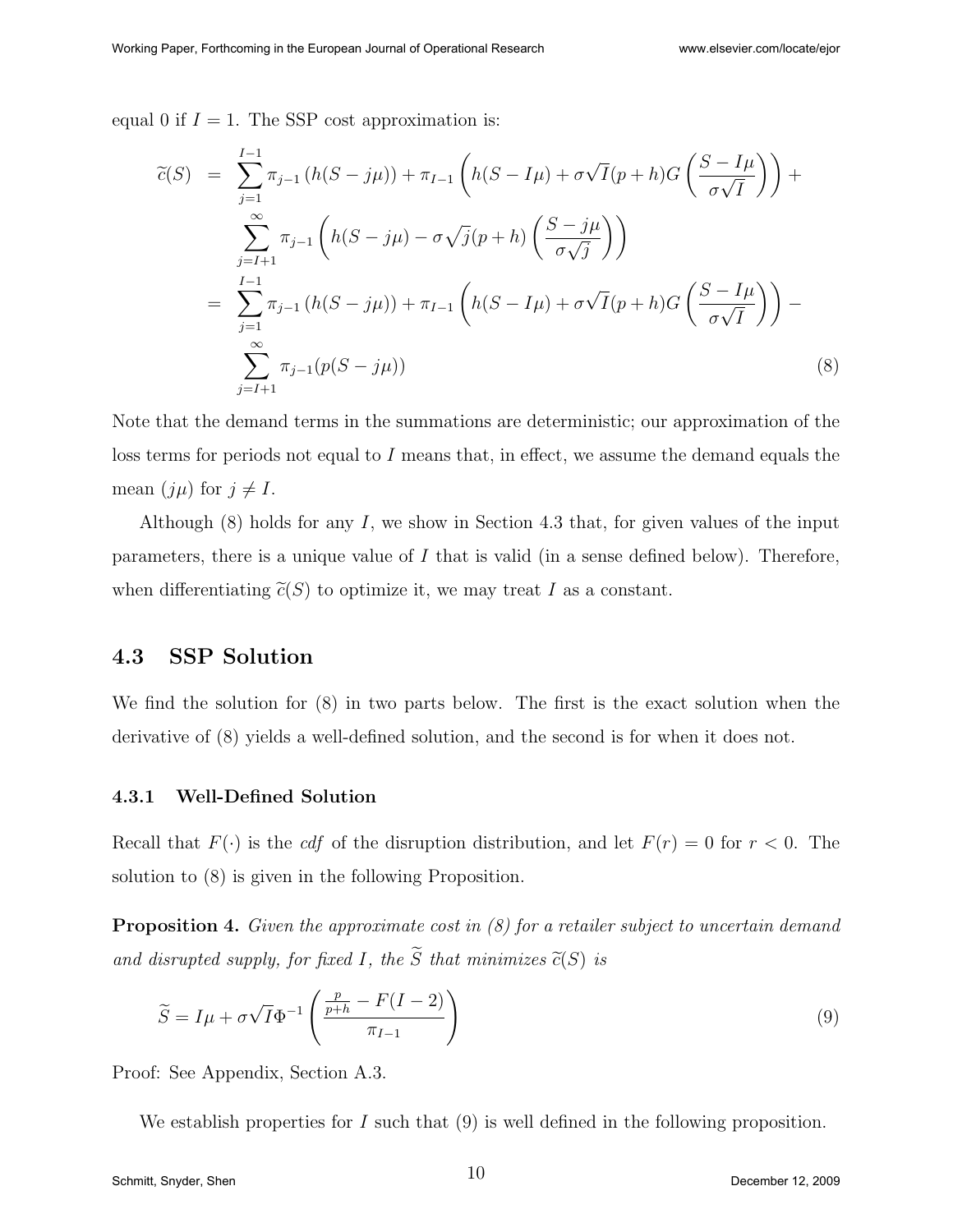equal 0 if $I = 1$. The SSP cost approximation is:

$$
\begin{aligned}
\widetilde{c}(S) &= \sum_{j=1}^{I-1} \pi_{j-1} \left( h(S - j\mu) \right) + \pi_{I-1} \left( h(S - I\mu) + \sigma\sqrt{I}(p+h) G\left( \frac{S - I\mu}{\sigma\sqrt{I}} \right) \right) + \\
&\quad \sum_{j=I+1}^{\infty} \pi_{j-1} \left( h(S - j\mu) - \sigma\sqrt{j}(p+h) \left( \frac{S - j\mu}{\sigma\sqrt{j}} \right) \right) \\
&= \sum_{j=1}^{I-1} \pi_{j-1} \left( h(S - j\mu) \right) + \pi_{I-1} \left( h(S - I\mu) + \sigma\sqrt{I}(p+h) G\left( \frac{S - I\mu}{\sigma\sqrt{I}} \right) \right) - \\
&\quad \sum_{j=I+1}^{\infty} \pi_{j-1} (p(S - j\mu))
\end{aligned}
\tag{8}
$$

Note that the demand terms in the summations are deterministic; our approximation of the loss terms for periods not equal to $I$ means that, in effect, we assume the demand equals the mean ($j\mu$) for $j \neq I$.

Although (8) holds for any $I$, we show in Section 4.3 that, for given values of the input parameters, there is a unique value of $I$ that is valid (in a sense defined below). Therefore, when differentiating $\widetilde{c}(S)$ to optimize it, we may treat $I$ as a constant.

## 4.3 SSP Solution

We find the solution for (8) in two parts below. The first is the exact solution when the derivative of (8) yields a well-defined solution, and the second is for when it does not.

### 4.3.1 Well-Defined Solution

Recall that $F(\cdot)$ is the *cdf* of the disruption distribution, and let $F(r) = 0$ for $r < 0$. The solution to (8) is given in the following Proposition.

**Proposition 4.** *Given the approximate cost in (8) for a retailer subject to uncertain demand and disrupted supply, for fixed $I$, the $\widetilde{S}$ that minimizes $\widetilde{c}(S)$ is*

$$
\widetilde{S} = I\mu + \sigma\sqrt{I}\Phi^{-1}\left( \frac{\frac{p}{p+h} - F(I-2)}{\pi_{I-1}} \right) \tag{9}
$$

Proof: See Appendix, Section A.3.

We establish properties for $I$ such that (9) is well defined in the following proposition.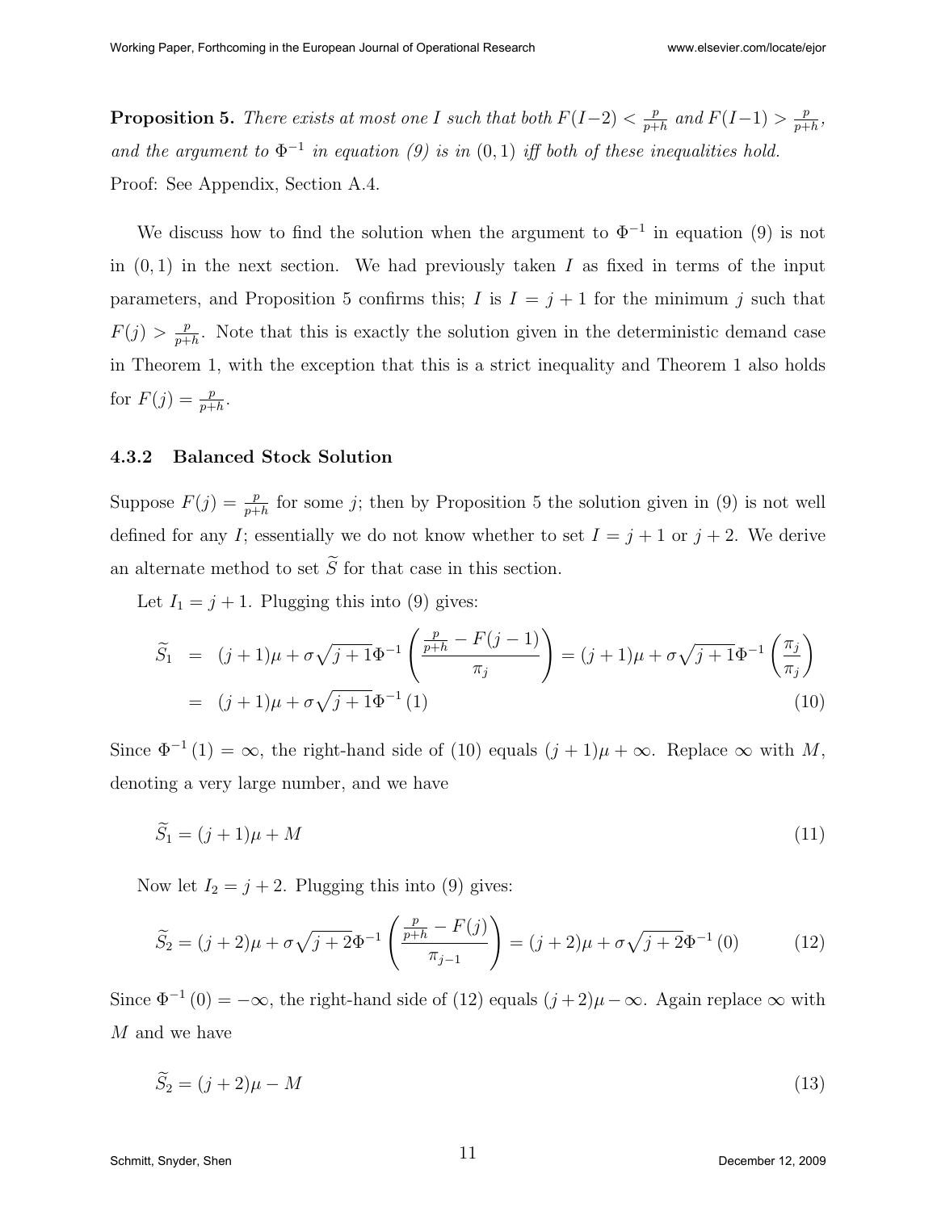**Proposition 5.** *There exists at most one $I$ such that both $F(I-2) < \frac{p}{p+h}$ and $F(I-1) > \frac{p}{p+h}$, and the argument to $\Phi^{-1}$ in equation (9) is in $(0,1)$ iff both of these inequalities hold.*
Proof: See Appendix, Section A.4.

We discuss how to find the solution when the argument to $\Phi^{-1}$ in equation (9) is not in $(0,1)$ in the next section. We had previously taken $I$ as fixed in terms of the input parameters, and Proposition 5 confirms this; $I$ is $I = j+1$ for the minimum $j$ such that $F(j) > \frac{p}{p+h}$. Note that this is exactly the solution given in the deterministic demand case in Theorem 1, with the exception that this is a strict inequality and Theorem 1 also holds for $F(j) = \frac{p}{p+h}$.

### 4.3.2 Balanced Stock Solution

Suppose $F(j) = \frac{p}{p+h}$ for some $j$; then by Proposition 5 the solution given in (9) is not well defined for any $I$; essentially we do not know whether to set $I = j+1$ or $j+2$. We derive an alternate method to set $\widetilde{S}$ for that case in this section.

Let $I_1 = j+1$. Plugging this into (9) gives:

$$
\begin{aligned}
\widetilde{S}_1 &= (j+1)\mu + \sigma\sqrt{j+1}\,\Phi^{-1}\left(\frac{\frac{p}{p+h} - F(j-1)}{\pi_j}\right) = (j+1)\mu + \sigma\sqrt{j+1}\,\Phi^{-1}\left(\frac{\pi_j}{\pi_j}\right) \\
&= (j+1)\mu + \sigma\sqrt{j+1}\,\Phi^{-1}(1) \qquad (10)
\end{aligned}
$$

Since $\Phi^{-1}(1) = \infty$, the right-hand side of (10) equals $(j+1)\mu + \infty$. Replace $\infty$ with $M$, denoting a very large number, and we have

$$
\widetilde{S}_1 = (j+1)\mu + M \qquad (11)
$$

Now let $I_2 = j+2$. Plugging this into (9) gives:

$$
\widetilde{S}_2 = (j+2)\mu + \sigma\sqrt{j+2}\,\Phi^{-1}\left(\frac{\frac{p}{p+h} - F(j)}{\pi_{j-1}}\right) = (j+2)\mu + \sigma\sqrt{j+2}\,\Phi^{-1}(0) \qquad (12)
$$

Since $\Phi^{-1}(0) = -\infty$, the right-hand side of (12) equals $(j+2)\mu - \infty$. Again replace $\infty$ with $M$ and we have

$$
\widetilde{S}_2 = (j+2)\mu - M \qquad (13)
$$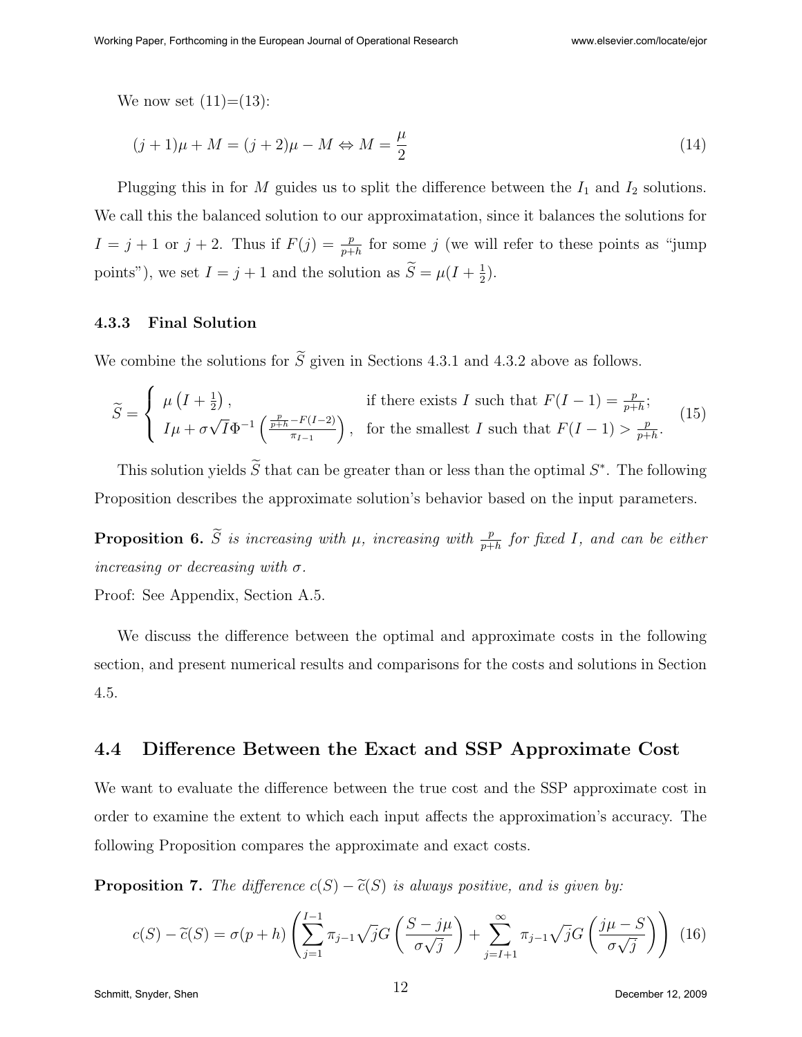We now set (11)=(13):

$$(j+1)\mu + M = (j+2)\mu - M \Leftrightarrow M = \frac{\mu}{2} \tag{14}$$

Plugging this in for $M$ guides us to split the difference between the $I_1$ and $I_2$ solutions. We call this the balanced solution to our approximatation, since it balances the solutions for $I = j+1$ or $j+2$. Thus if $F(j) = \frac{p}{p+h}$ for some $j$ (we will refer to these points as "jump points"), we set $I = j+1$ and the solution as $\widetilde{S} = \mu(I + \frac{1}{2})$.

### 4.3.3 Final Solution

We combine the solutions for $\widetilde{S}$ given in Sections 4.3.1 and 4.3.2 above as follows.

$$\widetilde{S} = \begin{cases} \mu\left(I + \frac{1}{2}\right), & \text{if there exists } I \text{ such that } F(I-1) = \frac{p}{p+h}; \\ I\mu + \sigma\sqrt{I}\Phi^{-1}\left(\frac{\frac{p}{p+h} - F(I-2)}{\pi_{I-1}}\right), & \text{for the smallest } I \text{ such that } F(I-1) > \frac{p}{p+h}. \end{cases} \tag{15}$$

This solution yields $\widetilde{S}$ that can be greater than or less than the optimal $S^*$. The following Proposition describes the approximate solution's behavior based on the input parameters.

**Proposition 6.** *$\widetilde{S}$ is increasing with $\mu$, increasing with $\frac{p}{p+h}$ for fixed $I$, and can be either increasing or decreasing with $\sigma$.*

Proof: See Appendix, Section A.5.

We discuss the difference between the optimal and approximate costs in the following section, and present numerical results and comparisons for the costs and solutions in Section 4.5.

## 4.4 Difference Between the Exact and SSP Approximate Cost

We want to evaluate the difference between the true cost and the SSP approximate cost in order to examine the extent to which each input affects the approximation's accuracy. The following Proposition compares the approximate and exact costs.

**Proposition 7.** *The difference $c(S) - \widetilde{c}(S)$ is always positive, and is given by:*

$$c(S) - \widetilde{c}(S) = \sigma(p+h)\left(\sum_{j=1}^{I-1} \pi_{j-1}\sqrt{j}G\left(\frac{S - j\mu}{\sigma\sqrt{j}}\right) + \sum_{j=I+1}^{\infty} \pi_{j-1}\sqrt{j}G\left(\frac{j\mu - S}{\sigma\sqrt{j}}\right)\right) \tag{16}$$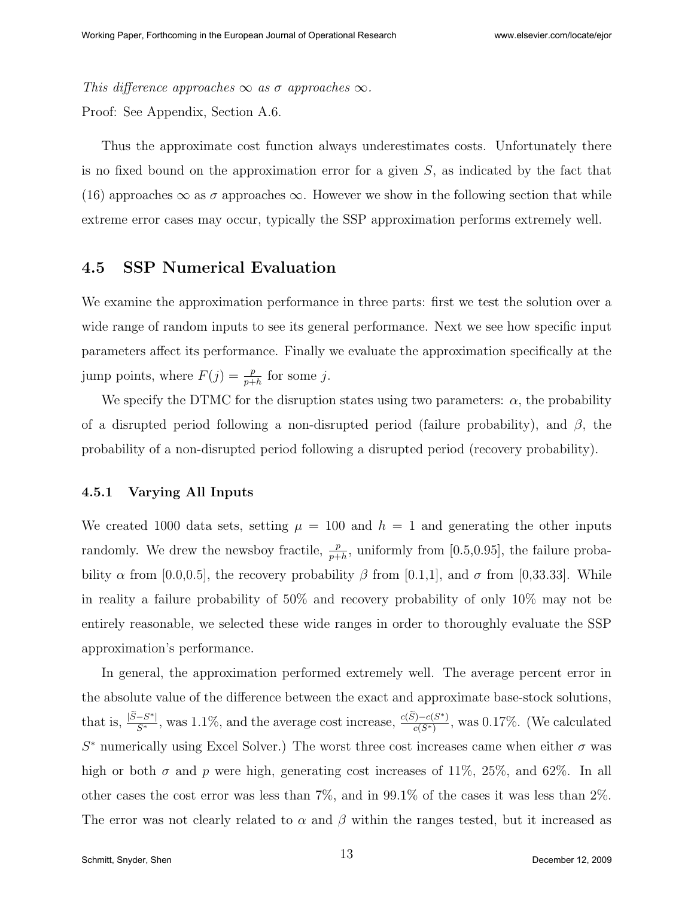*This difference approaches* $\infty$ *as* $\sigma$ *approaches* $\infty$.

Proof: See Appendix, Section A.6.

Thus the approximate cost function always underestimates costs. Unfortunately there is no fixed bound on the approximation error for a given $S$, as indicated by the fact that (16) approaches $\infty$ as $\sigma$ approaches $\infty$. However we show in the following section that while extreme error cases may occur, typically the SSP approximation performs extremely well.

## 4.5 SSP Numerical Evaluation

We examine the approximation performance in three parts: first we test the solution over a wide range of random inputs to see its general performance. Next we see how specific input parameters affect its performance. Finally we evaluate the approximation specifically at the jump points, where $F(j) = \frac{p}{p+h}$ for some $j$.

We specify the DTMC for the disruption states using two parameters: $\alpha$, the probability of a disrupted period following a non-disrupted period (failure probability), and $\beta$, the probability of a non-disrupted period following a disrupted period (recovery probability).

### 4.5.1 Varying All Inputs

We created 1000 data sets, setting $\mu = 100$ and $h = 1$ and generating the other inputs randomly. We drew the newsboy fractile, $\frac{p}{p+h}$, uniformly from [0.5,0.95], the failure probability $\alpha$ from [0.0,0.5], the recovery probability $\beta$ from [0.1,1], and $\sigma$ from [0,33.33]. While in reality a failure probability of 50% and recovery probability of only 10% may not be entirely reasonable, we selected these wide ranges in order to thoroughly evaluate the SSP approximation's performance.

In general, the approximation performed extremely well. The average percent error in the absolute value of the difference between the exact and approximate base-stock solutions, that is, $\frac{|\widetilde{S}-S^*|}{S^*}$, was 1.1%, and the average cost increase, $\frac{c(\widetilde{S})-c(S^*)}{c(S^*)}$, was 0.17%. (We calculated $S^*$ numerically using Excel Solver.) The worst three cost increases came when either $\sigma$ was high or both $\sigma$ and $p$ were high, generating cost increases of 11%, 25%, and 62%. In all other cases the cost error was less than 7%, and in 99.1% of the cases it was less than 2%. The error was not clearly related to $\alpha$ and $\beta$ within the ranges tested, but it increased as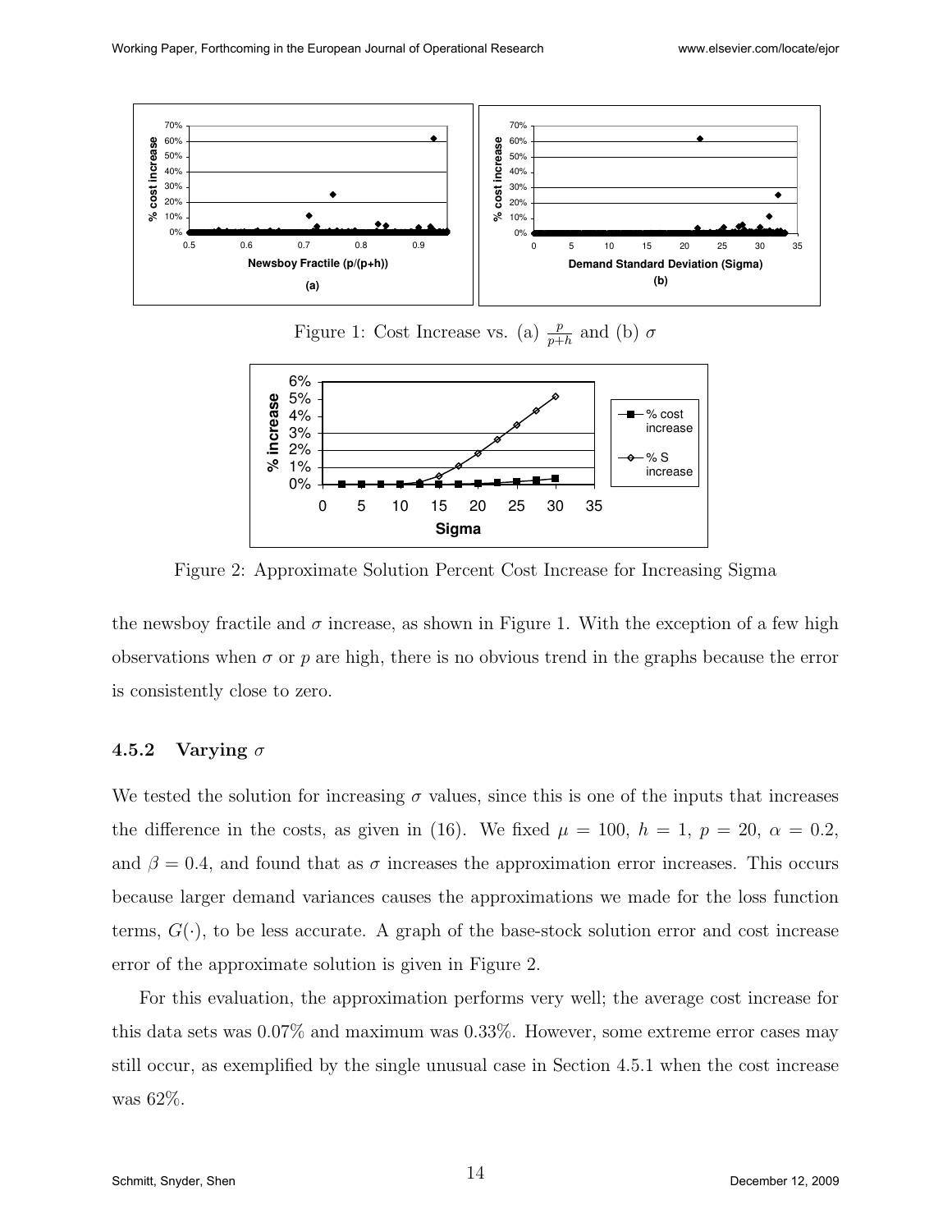Figure 1: Cost Increase vs. (a) $\frac{p}{p+h}$ and (b) $\sigma$

Figure 2: Approximate Solution Percent Cost Increase for Increasing Sigma

the newsboy fractile and $\sigma$ increase, as shown in Figure 1. With the exception of a few high observations when $\sigma$ or $p$ are high, there is no obvious trend in the graphs because the error is consistently close to zero.

### 4.5.2 Varying $\sigma$

We tested the solution for increasing $\sigma$ values, since this is one of the inputs that increases the difference in the costs, as given in (16). We fixed $\mu = 100$, $h = 1$, $p = 20$, $\alpha = 0.2$, and $\beta = 0.4$, and found that as $\sigma$ increases the approximation error increases. This occurs because larger demand variances causes the approximations we made for the loss function terms, $G(\cdot)$, to be less accurate. A graph of the base-stock solution error and cost increase error of the approximate solution is given in Figure 2.

For this evaluation, the approximation performs very well; the average cost increase for this data sets was 0.07% and maximum was 0.33%. However, some extreme error cases may still occur, as exemplified by the single unusual case in Section 4.5.1 when the cost increase was 62%.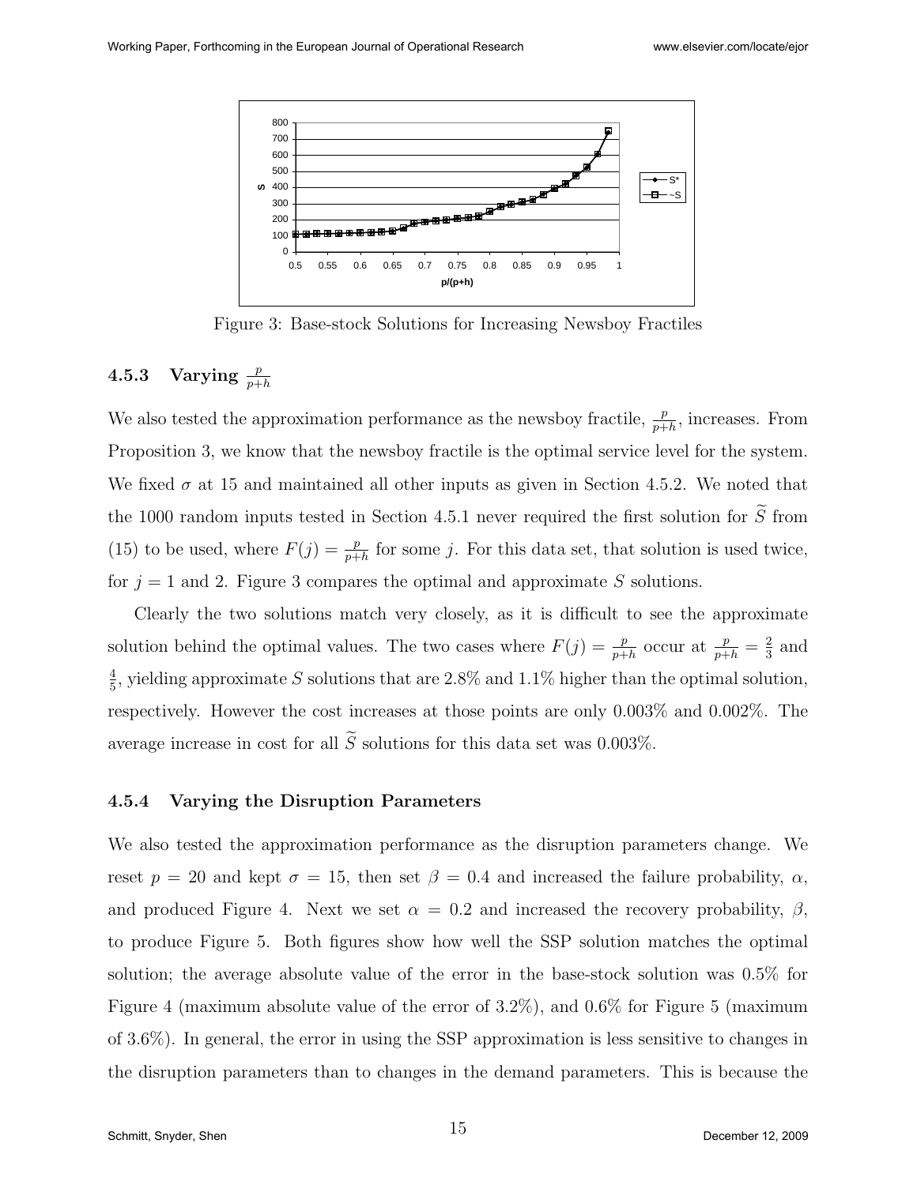Figure 3: Base-stock Solutions for Increasing Newsboy Fractiles

### 4.5.3 Varying $\frac{p}{p+h}$

We also tested the approximation performance as the newsboy fractile, $\frac{p}{p+h}$, increases. From Proposition 3, we know that the newsboy fractile is the optimal service level for the system. We fixed $\sigma$ at 15 and maintained all other inputs as given in Section 4.5.2. We noted that the 1000 random inputs tested in Section 4.5.1 never required the first solution for $\widetilde{S}$ from (15) to be used, where $F(j) = \frac{p}{p+h}$ for some $j$. For this data set, that solution is used twice, for $j = 1$ and 2. Figure 3 compares the optimal and approximate $S$ solutions.

Clearly the two solutions match very closely, as it is difficult to see the approximate solution behind the optimal values. The two cases where $F(j) = \frac{p}{p+h}$ occur at $\frac{p}{p+h} = \frac{2}{3}$ and $\frac{4}{5}$, yielding approximate $S$ solutions that are 2.8% and 1.1% higher than the optimal solution, respectively. However the cost increases at those points are only 0.003% and 0.002%. The average increase in cost for all $\widetilde{S}$ solutions for this data set was 0.003%.

### 4.5.4 Varying the Disruption Parameters

We also tested the approximation performance as the disruption parameters change. We reset $p = 20$ and kept $\sigma = 15$, then set $\beta = 0.4$ and increased the failure probability, $\alpha$, and produced Figure 4. Next we set $\alpha = 0.2$ and increased the recovery probability, $\beta$, to produce Figure 5. Both figures show how well the SSP solution matches the optimal solution; the average absolute value of the error in the base-stock solution was 0.5% for Figure 4 (maximum absolute value of the error of 3.2%), and 0.6% for Figure 5 (maximum of 3.6%). In general, the error in using the SSP approximation is less sensitive to changes in the disruption parameters than to changes in the demand parameters. This is because the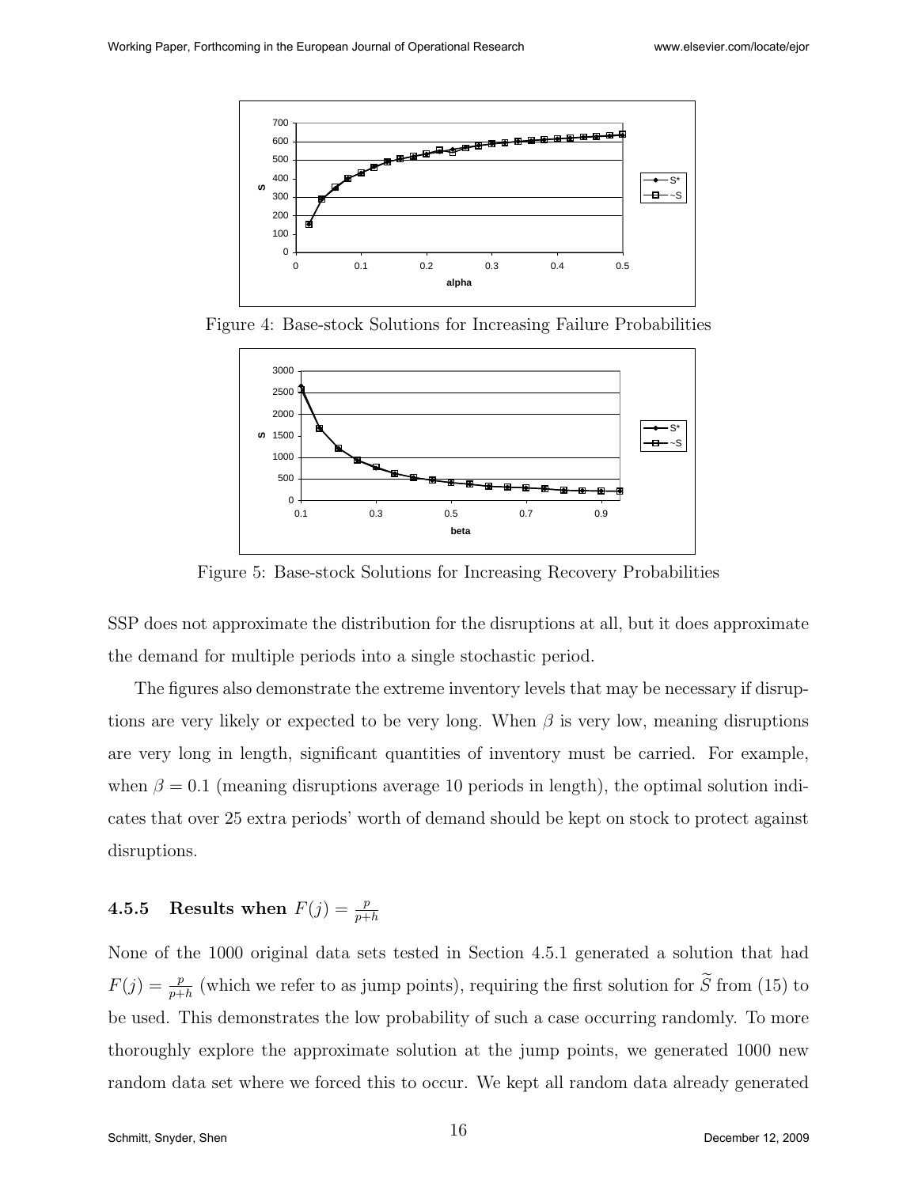Figure 4: Base-stock Solutions for Increasing Failure Probabilities

Figure 5: Base-stock Solutions for Increasing Recovery Probabilities

SSP does not approximate the distribution for the disruptions at all, but it does approximate the demand for multiple periods into a single stochastic period.

The figures also demonstrate the extreme inventory levels that may be necessary if disruptions are very likely or expected to be very long. When $\beta$ is very low, meaning disruptions are very long in length, significant quantities of inventory must be carried. For example, when $\beta = 0.1$ (meaning disruptions average 10 periods in length), the optimal solution indicates that over 25 extra periods' worth of demand should be kept on stock to protect against disruptions.

### 4.5.5 Results when $F(j) = \frac{p}{p+h}$

None of the 1000 original data sets tested in Section 4.5.1 generated a solution that had $F(j) = \frac{p}{p+h}$ (which we refer to as jump points), requiring the first solution for $\widetilde{S}$ from (15) to be used. This demonstrates the low probability of such a case occurring randomly. To more thoroughly explore the approximate solution at the jump points, we generated 1000 new random data set where we forced this to occur. We kept all random data already generated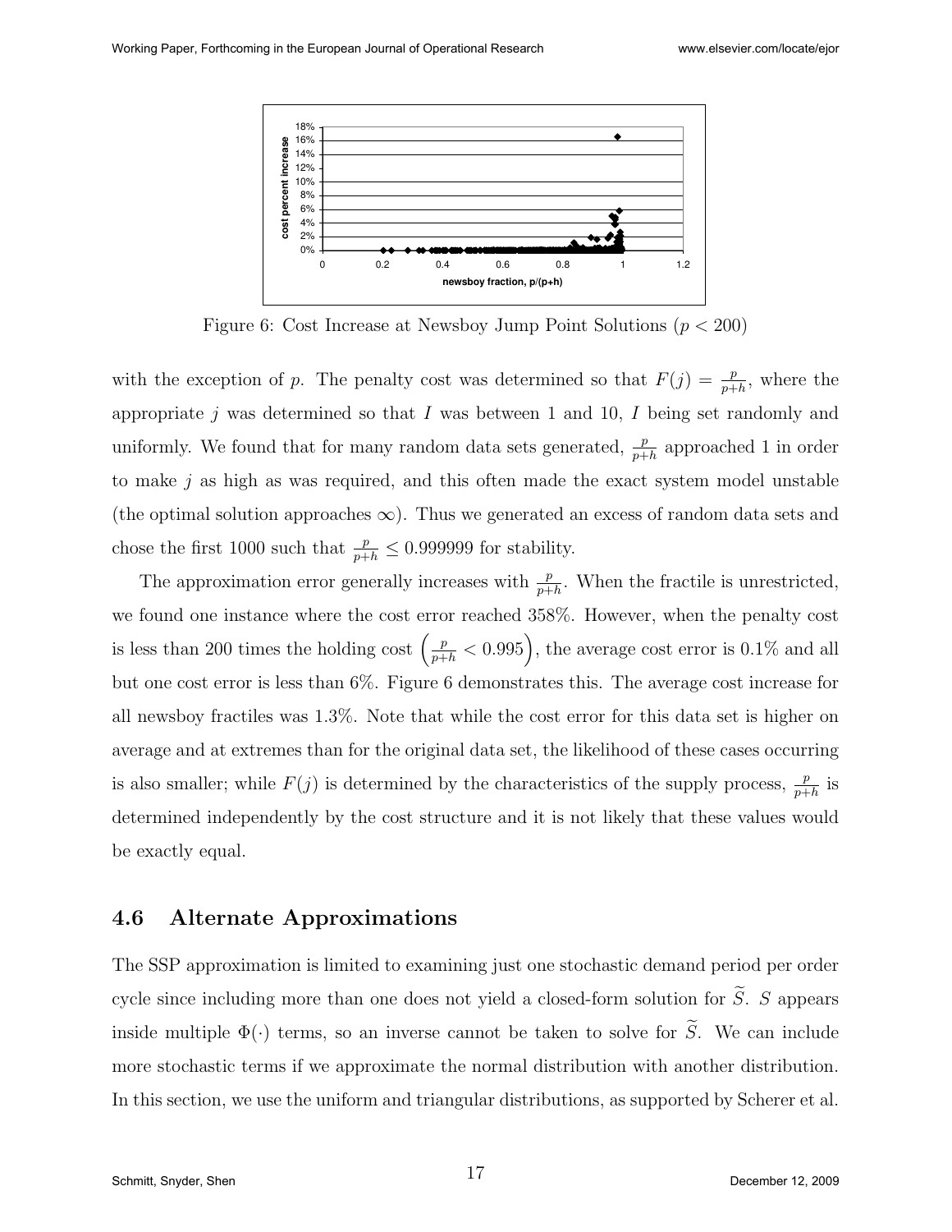Figure 6: Cost Increase at Newsboy Jump Point Solutions ($p < 200$)

with the exception of $p$. The penalty cost was determined so that $F(j) = \frac{p}{p+h}$, where the appropriate $j$ was determined so that $I$ was between 1 and 10, $I$ being set randomly and uniformly. We found that for many random data sets generated, $\frac{p}{p+h}$ approached 1 in order to make $j$ as high as was required, and this often made the exact system model unstable (the optimal solution approaches $\infty$). Thus we generated an excess of random data sets and chose the first 1000 such that $\frac{p}{p+h} \leq 0.999999$ for stability.

The approximation error generally increases with $\frac{p}{p+h}$. When the fractile is unrestricted, we found one instance where the cost error reached 358%. However, when the penalty cost is less than 200 times the holding cost $\left(\frac{p}{p+h} < 0.995\right)$, the average cost error is 0.1% and all but one cost error is less than 6%. Figure 6 demonstrates this. The average cost increase for all newsboy fractiles was 1.3%. Note that while the cost error for this data set is higher on average and at extremes than for the original data set, the likelihood of these cases occurring is also smaller; while $F(j)$ is determined by the characteristics of the supply process, $\frac{p}{p+h}$ is determined independently by the cost structure and it is not likely that these values would be exactly equal.

## 4.6 Alternate Approximations

The SSP approximation is limited to examining just one stochastic demand period per order cycle since including more than one does not yield a closed-form solution for $\widetilde{S}$. $S$ appears inside multiple $\Phi(\cdot)$ terms, so an inverse cannot be taken to solve for $\widetilde{S}$. We can include more stochastic terms if we approximate the normal distribution with another distribution. In this section, we use the uniform and triangular distributions, as supported by Scherer et al.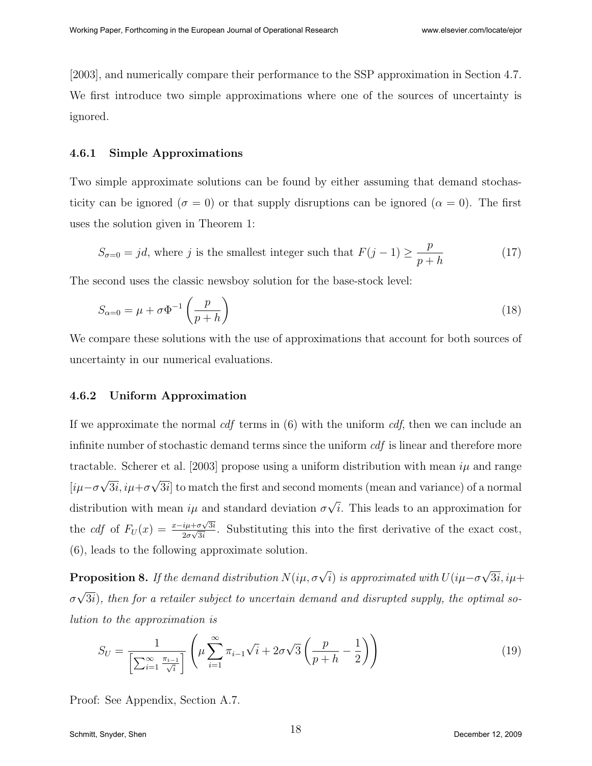[2003], and numerically compare their performance to the SSP approximation in Section 4.7. We first introduce two simple approximations where one of the sources of uncertainty is ignored.

### 4.6.1 Simple Approximations

Two simple approximate solutions can be found by either assuming that demand stochasticity can be ignored ($\sigma = 0$) or that supply disruptions can be ignored ($\alpha = 0$). The first uses the solution given in Theorem 1:

$$S_{\sigma=0} = jd, \text{ where } j \text{ is the smallest integer such that } F(j-1) \geq \frac{p}{p+h} \tag{17}$$

The second uses the classic newsboy solution for the base-stock level:

$$S_{\alpha=0} = \mu + \sigma \Phi^{-1}\left(\frac{p}{p+h}\right) \tag{18}$$

We compare these solutions with the use of approximations that account for both sources of uncertainty in our numerical evaluations.

### 4.6.2 Uniform Approximation

If we approximate the normal *cdf* terms in (6) with the uniform *cdf*, then we can include an infinite number of stochastic demand terms since the uniform *cdf* is linear and therefore more tractable. Scherer et al. [2003] propose using a uniform distribution with mean $i\mu$ and range $[i\mu - \sigma\sqrt{3i}, i\mu + \sigma\sqrt{3i}]$ to match the first and second moments (mean and variance) of a normal distribution with mean $i\mu$ and standard deviation $\sigma\sqrt{i}$. This leads to an approximation for the *cdf* of $F_U(x) = \frac{x - i\mu + \sigma\sqrt{3i}}{2\sigma\sqrt{3i}}$. Substituting this into the first derivative of the exact cost, (6), leads to the following approximate solution.

**Proposition 8.** *If the demand distribution $N(i\mu, \sigma\sqrt{i})$ is approximated with $U(i\mu - \sigma\sqrt{3i}, i\mu + \sigma\sqrt{3i})$, then for a retailer subject to uncertain demand and disrupted supply, the optimal solution to the approximation is*

$$S_U = \frac{1}{\left[\sum_{i=1}^{\infty} \frac{\pi_{i-1}}{\sqrt{i}}\right]} \left(\mu \sum_{i=1}^{\infty} \pi_{i-1}\sqrt{i} + 2\sigma\sqrt{3}\left(\frac{p}{p+h} - \frac{1}{2}\right)\right) \tag{19}$$

Proof: See Appendix, Section A.7.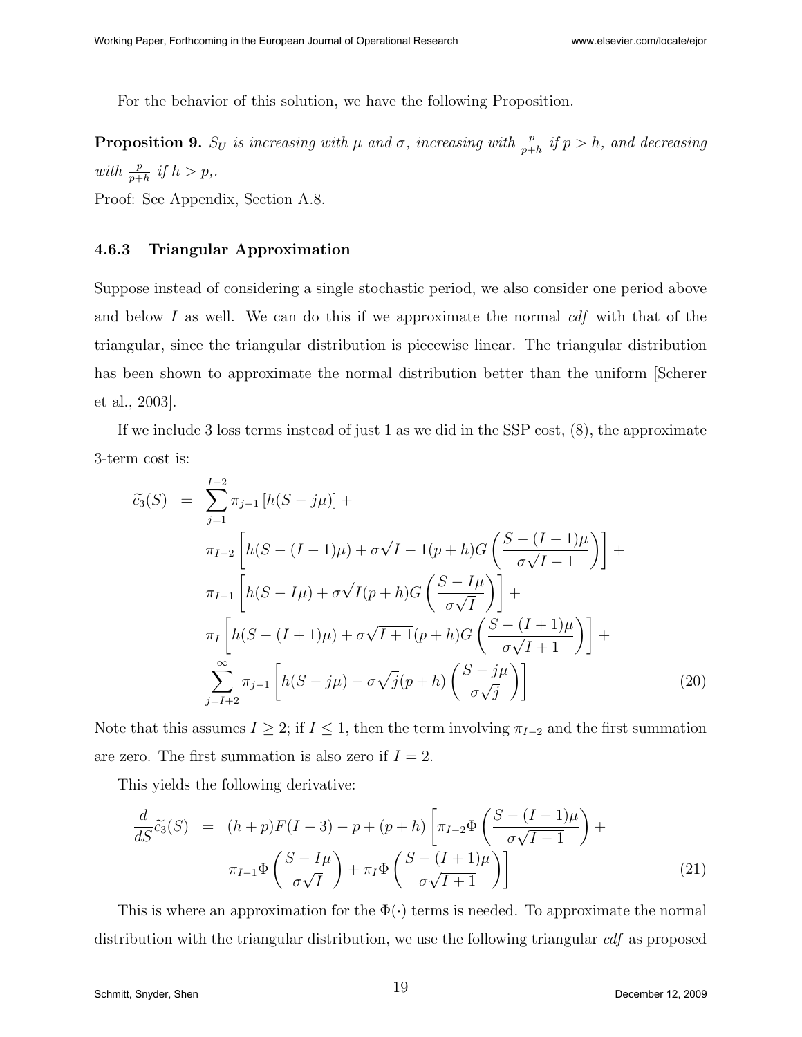For the behavior of this solution, we have the following Proposition.

**Proposition 9.** *$S_U$ is increasing with $\mu$ and $\sigma$, increasing with $\frac{p}{p+h}$ if $p > h$, and decreasing with $\frac{p}{p+h}$ if $h > p$,.*

Proof: See Appendix, Section A.8.

### 4.6.3 Triangular Approximation

Suppose instead of considering a single stochastic period, we also consider one period above and below $I$ as well. We can do this if we approximate the normal *cdf* with that of the triangular, since the triangular distribution is piecewise linear. The triangular distribution has been shown to approximate the normal distribution better than the uniform [Scherer et al., 2003].

If we include 3 loss terms instead of just 1 as we did in the SSP cost, (8), the approximate 3-term cost is:

$$
\begin{aligned}
\widetilde{c}_3(S) \;=\; & \sum_{j=1}^{I-2} \pi_{j-1}\left[h(S - j\mu)\right] + \\
& \pi_{I-2}\left[h(S-(I-1)\mu) + \sigma\sqrt{I-1}(p+h)G\left(\frac{S-(I-1)\mu}{\sigma\sqrt{I-1}}\right)\right] + \\
& \pi_{I-1}\left[h(S-I\mu) + \sigma\sqrt{I}(p+h)G\left(\frac{S-I\mu}{\sigma\sqrt{I}}\right)\right] + \\
& \pi_{I}\left[h(S-(I+1)\mu) + \sigma\sqrt{I+1}(p+h)G\left(\frac{S-(I+1)\mu}{\sigma\sqrt{I+1}}\right)\right] + \\
& \sum_{j=I+2}^{\infty} \pi_{j-1}\left[h(S-j\mu) - \sigma\sqrt{j}(p+h)\left(\frac{S-j\mu}{\sigma\sqrt{j}}\right)\right]
\end{aligned} \tag{20}
$$

Note that this assumes $I \geq 2$; if $I \leq 1$, then the term involving $\pi_{I-2}$ and the first summation are zero. The first summation is also zero if $I = 2$.

This yields the following derivative:

$$
\begin{aligned}
\frac{d}{dS}\widetilde{c}_3(S) \;=\; & (h+p)F(I-3) - p + (p+h)\left[\pi_{I-2}\Phi\left(\frac{S-(I-1)\mu}{\sigma\sqrt{I-1}}\right) + \right. \\
& \left. \pi_{I-1}\Phi\left(\frac{S-I\mu}{\sigma\sqrt{I}}\right) + \pi_{I}\Phi\left(\frac{S-(I+1)\mu}{\sigma\sqrt{I+1}}\right)\right]
\end{aligned} \tag{21}
$$

This is where an approximation for the $\Phi(\cdot)$ terms is needed. To approximate the normal distribution with the triangular distribution, we use the following triangular *cdf* as proposed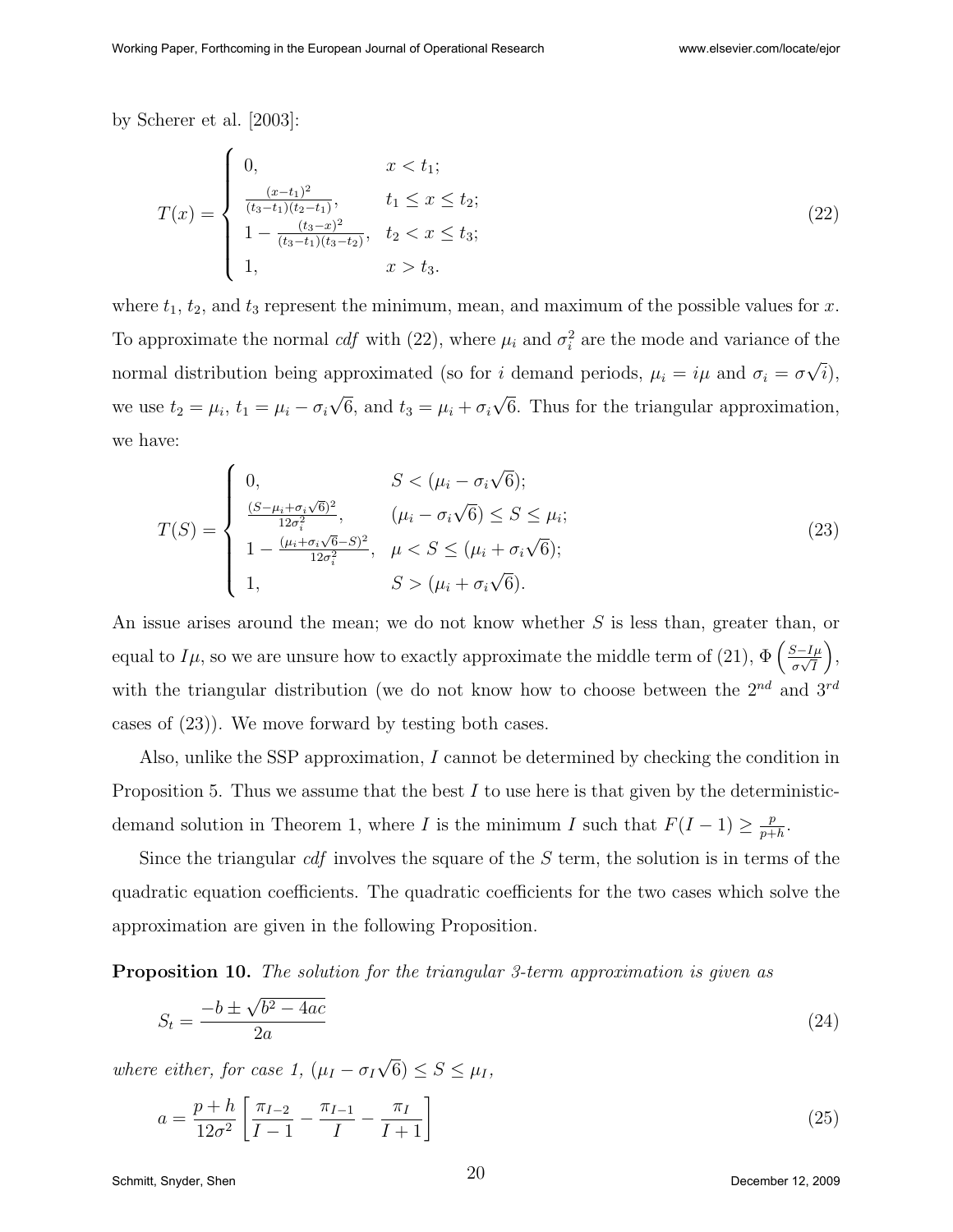by Scherer et al. [2003]:

$$
T(x) = \begin{cases} 0, & x < t_1; \\ \frac{(x-t_1)^2}{(t_3-t_1)(t_2-t_1)}, & t_1 \leq x \leq t_2; \\ 1 - \frac{(t_3-x)^2}{(t_3-t_1)(t_3-t_2)}, & t_2 < x \leq t_3; \\ 1, & x > t_3. \end{cases} \tag{22}
$$

where $t_1$, $t_2$, and $t_3$ represent the minimum, mean, and maximum of the possible values for $x$. To approximate the normal *cdf* with (22), where $\mu_i$ and $\sigma_i^2$ are the mode and variance of the normal distribution being approximated (so for $i$ demand periods, $\mu_i = i\mu$ and $\sigma_i = \sigma\sqrt{i}$), we use $t_2 = \mu_i$, $t_1 = \mu_i - \sigma_i\sqrt{6}$, and $t_3 = \mu_i + \sigma_i\sqrt{6}$. Thus for the triangular approximation, we have:

$$
T(S) = \begin{cases} 0, & S < (\mu_i - \sigma_i\sqrt{6}); \\ \frac{(S-\mu_i+\sigma_i\sqrt{6})^2}{12\sigma_i^2}, & (\mu_i - \sigma_i\sqrt{6}) \leq S \leq \mu_i; \\ 1 - \frac{(\mu_i+\sigma_i\sqrt{6}-S)^2}{12\sigma_i^2}, & \mu < S \leq (\mu_i + \sigma_i\sqrt{6}); \\ 1, & S > (\mu_i + \sigma_i\sqrt{6}). \end{cases} \tag{23}
$$

An issue arises around the mean; we do not know whether $S$ is less than, greater than, or equal to $I\mu$, so we are unsure how to exactly approximate the middle term of (21), $\Phi\left(\frac{S-I\mu}{\sigma\sqrt{I}}\right)$, with the triangular distribution (we do not know how to choose between the $2^{nd}$ and $3^{rd}$ cases of (23)). We move forward by testing both cases.

Also, unlike the SSP approximation, $I$ cannot be determined by checking the condition in Proposition 5. Thus we assume that the best $I$ to use here is that given by the deterministic-demand solution in Theorem 1, where $I$ is the minimum $I$ such that $F(I-1) \geq \frac{p}{p+h}$.

Since the triangular *cdf* involves the square of the $S$ term, the solution is in terms of the quadratic equation coefficients. The quadratic coefficients for the two cases which solve the approximation are given in the following Proposition.

**Proposition 10.** *The solution for the triangular 3-term approximation is given as*

$$
S_t = \frac{-b \pm \sqrt{b^2 - 4ac}}{2a} \tag{24}
$$

*where either, for case 1,* $(\mu_I - \sigma_I\sqrt{6}) \leq S \leq \mu_I$,

$$
a = \frac{p+h}{12\sigma^2}\left[\frac{\pi_{I-2}}{I-1} - \frac{\pi_{I-1}}{I} - \frac{\pi_I}{I+1}\right] \tag{25}
$$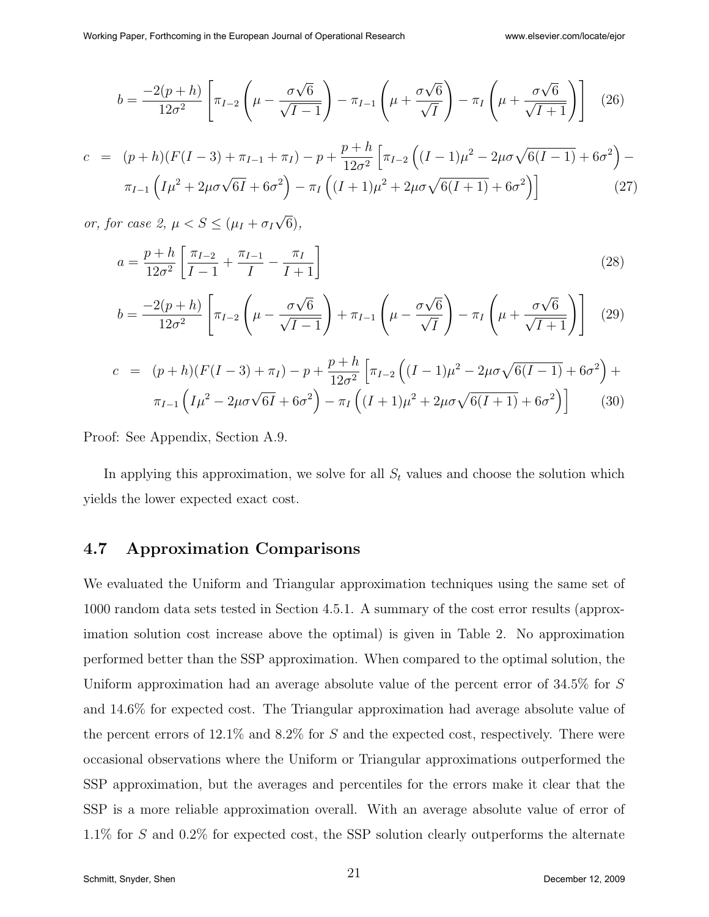$$b = \frac{-2(p+h)}{12\sigma^2} \left[ \pi_{I-2} \left( \mu - \frac{\sigma\sqrt{6}}{\sqrt{I-1}} \right) - \pi_{I-1} \left( \mu + \frac{\sigma\sqrt{6}}{\sqrt{I}} \right) - \pi_I \left( \mu + \frac{\sigma\sqrt{6}}{\sqrt{I+1}} \right) \right] \quad (26)$$

$$\begin{aligned} c &= (p+h)(F(I-3) + \pi_{I-1} + \pi_I) - p + \frac{p+h}{12\sigma^2} \Big[ \pi_{I-2} \left( (I-1)\mu^2 - 2\mu\sigma\sqrt{6(I-1)} + 6\sigma^2 \right) - \\ &\quad \pi_{I-1} \left( I\mu^2 + 2\mu\sigma\sqrt{6I} + 6\sigma^2 \right) - \pi_I \left( (I+1)\mu^2 + 2\mu\sigma\sqrt{6(I+1)} + 6\sigma^2 \right) \Big] \quad (27) \end{aligned}$$

*or, for case 2,* $\mu < S \leq (\mu_I + \sigma_I\sqrt{6})$,

$$a = \frac{p+h}{12\sigma^2} \left[ \frac{\pi_{I-2}}{I-1} + \frac{\pi_{I-1}}{I} - \frac{\pi_I}{I+1} \right] \quad (28)$$

$$b = \frac{-2(p+h)}{12\sigma^2} \left[ \pi_{I-2} \left( \mu - \frac{\sigma\sqrt{6}}{\sqrt{I-1}} \right) + \pi_{I-1} \left( \mu - \frac{\sigma\sqrt{6}}{\sqrt{I}} \right) - \pi_I \left( \mu + \frac{\sigma\sqrt{6}}{\sqrt{I+1}} \right) \right] \quad (29)$$

$$\begin{aligned} c &= (p+h)(F(I-3) + \pi_I) - p + \frac{p+h}{12\sigma^2} \Big[ \pi_{I-2} \left( (I-1)\mu^2 - 2\mu\sigma\sqrt{6(I-1)} + 6\sigma^2 \right) + \\ &\quad \pi_{I-1} \left( I\mu^2 - 2\mu\sigma\sqrt{6I} + 6\sigma^2 \right) - \pi_I \left( (I+1)\mu^2 + 2\mu\sigma\sqrt{6(I+1)} + 6\sigma^2 \right) \Big] \quad (30) \end{aligned}$$

Proof: See Appendix, Section A.9.

In applying this approximation, we solve for all $S_t$ values and choose the solution which yields the lower expected exact cost.

## 4.7 Approximation Comparisons

We evaluated the Uniform and Triangular approximation techniques using the same set of 1000 random data sets tested in Section 4.5.1. A summary of the cost error results (approximation solution cost increase above the optimal) is given in Table 2. No approximation performed better than the SSP approximation. When compared to the optimal solution, the Uniform approximation had an average absolute value of the percent error of 34.5% for $S$ and 14.6% for expected cost. The Triangular approximation had average absolute value of the percent errors of 12.1% and 8.2% for $S$ and the expected cost, respectively. There were occasional observations where the Uniform or Triangular approximations outperformed the SSP approximation, but the averages and percentiles for the errors make it clear that the SSP is a more reliable approximation overall. With an average absolute value of error of 1.1% for $S$ and 0.2% for expected cost, the SSP solution clearly outperforms the alternate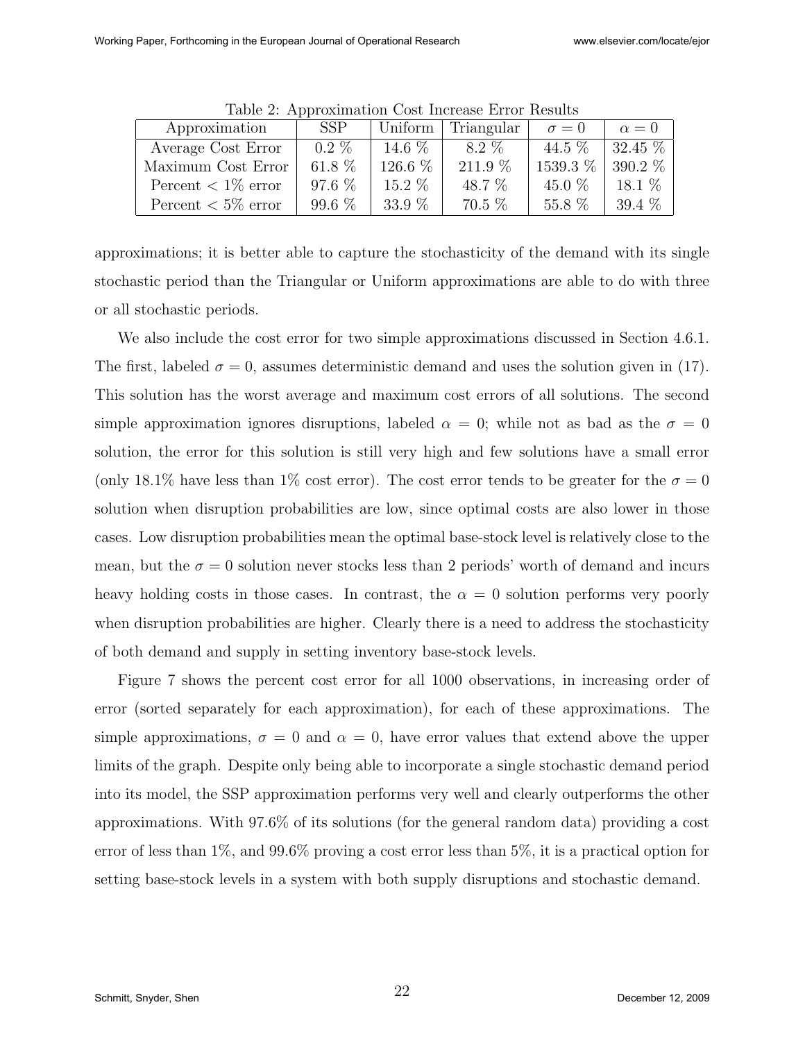Table 2: Approximation Cost Increase Error Results

| Approximation | SSP | Uniform | Triangular | $\sigma = 0$ | $\alpha = 0$ |
|---|---|---|---|---|---|
| Average Cost Error | 0.2 % | 14.6 % | 8.2 % | 44.5 % | 32.45 % |
| Maximum Cost Error | 61.8 % | 126.6 % | 211.9 % | 1539.3 % | 390.2 % |
| Percent $< 1\%$ error | 97.6 % | 15.2 % | 48.7 % | 45.0 % | 18.1 % |
| Percent $< 5\%$ error | 99.6 % | 33.9 % | 70.5 % | 55.8 % | 39.4 % |

approximations; it is better able to capture the stochasticity of the demand with its single stochastic period than the Triangular or Uniform approximations are able to do with three or all stochastic periods.

We also include the cost error for two simple approximations discussed in Section 4.6.1. The first, labeled $\sigma = 0$, assumes deterministic demand and uses the solution given in (17). This solution has the worst average and maximum cost errors of all solutions. The second simple approximation ignores disruptions, labeled $\alpha = 0$; while not as bad as the $\sigma = 0$ solution, the error for this solution is still very high and few solutions have a small error (only 18.1% have less than 1% cost error). The cost error tends to be greater for the $\sigma = 0$ solution when disruption probabilities are low, since optimal costs are also lower in those cases. Low disruption probabilities mean the optimal base-stock level is relatively close to the mean, but the $\sigma = 0$ solution never stocks less than 2 periods' worth of demand and incurs heavy holding costs in those cases. In contrast, the $\alpha = 0$ solution performs very poorly when disruption probabilities are higher. Clearly there is a need to address the stochasticity of both demand and supply in setting inventory base-stock levels.

Figure 7 shows the percent cost error for all 1000 observations, in increasing order of error (sorted separately for each approximation), for each of these approximations. The simple approximations, $\sigma = 0$ and $\alpha = 0$, have error values that extend above the upper limits of the graph. Despite only being able to incorporate a single stochastic demand period into its model, the SSP approximation performs very well and clearly outperforms the other approximations. With 97.6% of its solutions (for the general random data) providing a cost error of less than 1%, and 99.6% proving a cost error less than 5%, it is a practical option for setting base-stock levels in a system with both supply disruptions and stochastic demand.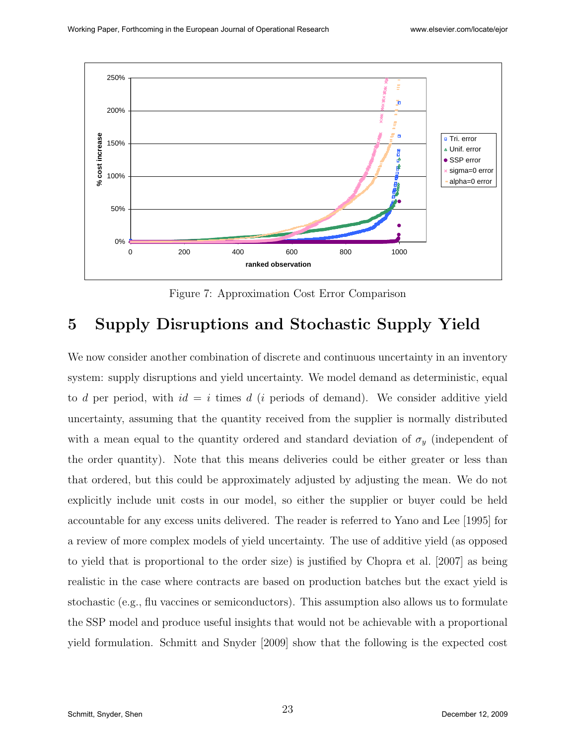Figure 7: Approximation Cost Error Comparison

# 5 Supply Disruptions and Stochastic Supply Yield

We now consider another combination of discrete and continuous uncertainty in an inventory system: supply disruptions and yield uncertainty. We model demand as deterministic, equal to $d$ per period, with $id = i$ times $d$ ($i$ periods of demand). We consider additive yield uncertainty, assuming that the quantity received from the supplier is normally distributed with a mean equal to the quantity ordered and standard deviation of $\sigma_y$ (independent of the order quantity). Note that this means deliveries could be either greater or less than that ordered, but this could be approximately adjusted by adjusting the mean. We do not explicitly include unit costs in our model, so either the supplier or buyer could be held accountable for any excess units delivered. The reader is referred to Yano and Lee [1995] for a review of more complex models of yield uncertainty. The use of additive yield (as opposed to yield that is proportional to the order size) is justified by Chopra et al. [2007] as being realistic in the case where contracts are based on production batches but the exact yield is stochastic (e.g., flu vaccines or semiconductors). This assumption also allows us to formulate the SSP model and produce useful insights that would not be achievable with a proportional yield formulation. Schmitt and Snyder [2009] show that the following is the expected cost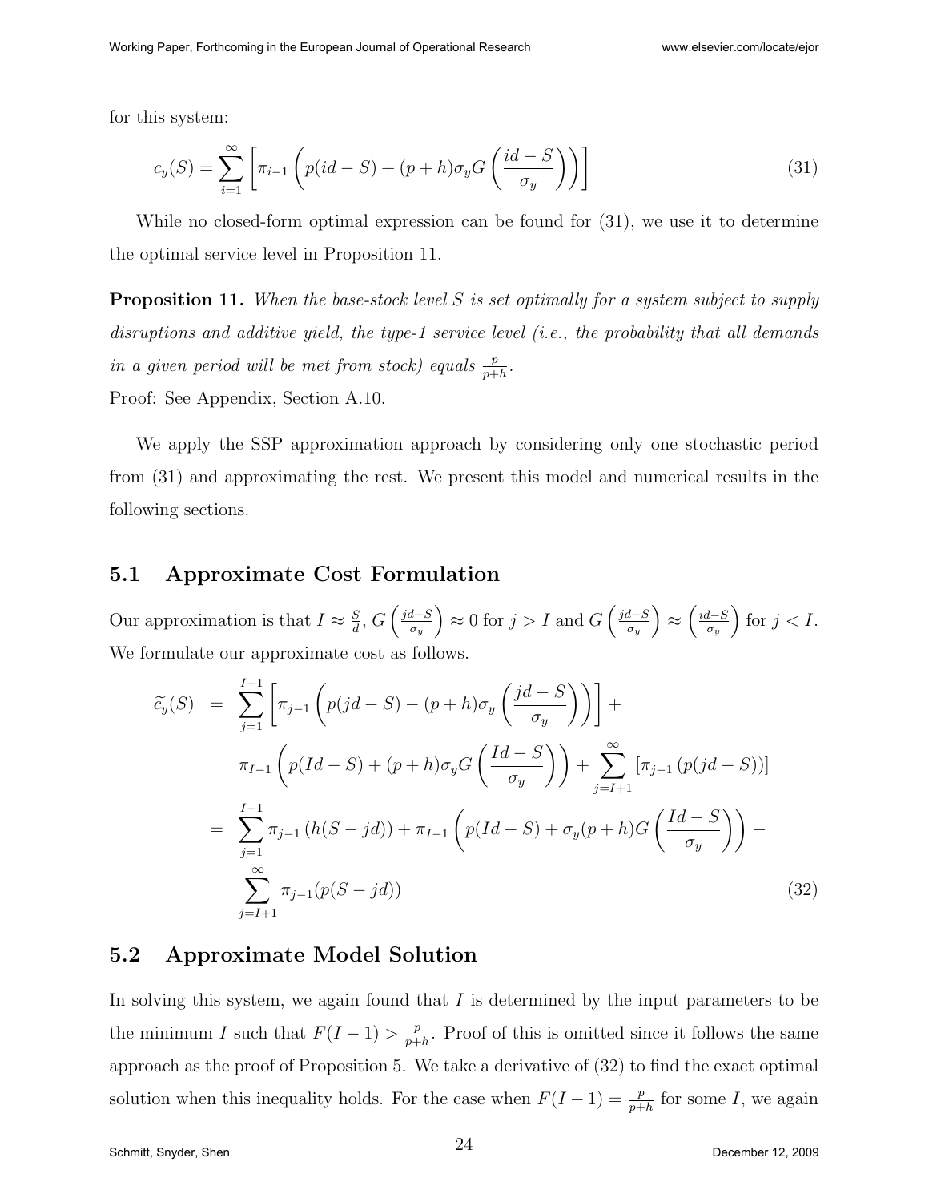for this system:

$$c_y(S) = \sum_{i=1}^{\infty} \left[ \pi_{i-1} \left( p(id - S) + (p+h)\sigma_y G\left(\frac{id - S}{\sigma_y}\right) \right) \right] \tag{31}$$

While no closed-form optimal expression can be found for (31), we use it to determine the optimal service level in Proposition 11.

**Proposition 11.** *When the base-stock level $S$ is set optimally for a system subject to supply disruptions and additive yield, the type-1 service level (i.e., the probability that all demands in a given period will be met from stock) equals $\frac{p}{p+h}$.*

Proof: See Appendix, Section A.10.

We apply the SSP approximation approach by considering only one stochastic period from (31) and approximating the rest. We present this model and numerical results in the following sections.

## 5.1 Approximate Cost Formulation

Our approximation is that $I \approx \frac{S}{d}$, $G\left(\frac{jd-S}{\sigma_y}\right) \approx 0$ for $j > I$ and $G\left(\frac{jd-S}{\sigma_y}\right) \approx \left(\frac{id-S}{\sigma_y}\right)$ for $j < I$. We formulate our approximate cost as follows.

$$\begin{aligned}
\widetilde{c}_y(S) &= \sum_{j=1}^{I-1} \left[ \pi_{j-1} \left( p(jd - S) - (p+h)\sigma_y \left(\frac{jd - S}{\sigma_y}\right) \right) \right] + \\
&\quad \pi_{I-1} \left( p(Id - S) + (p+h)\sigma_y G\left(\frac{Id - S}{\sigma_y}\right) \right) + \sum_{j=I+1}^{\infty} \left[ \pi_{j-1} \left( p(jd - S) \right) \right] \\
&= \sum_{j=1}^{I-1} \pi_{j-1} \left( h(S - jd) \right) + \pi_{I-1} \left( p(Id - S) + \sigma_y (p+h) G\left(\frac{Id - S}{\sigma_y}\right) \right) - \\
&\quad \sum_{j=I+1}^{\infty} \pi_{j-1} (p(S - jd))
\end{aligned} \tag{32}$$

## 5.2 Approximate Model Solution

In solving this system, we again found that $I$ is determined by the input parameters to be the minimum $I$ such that $F(I-1) > \frac{p}{p+h}$. Proof of this is omitted since it follows the same approach as the proof of Proposition 5. We take a derivative of (32) to find the exact optimal solution when this inequality holds. For the case when $F(I-1) = \frac{p}{p+h}$ for some $I$, we again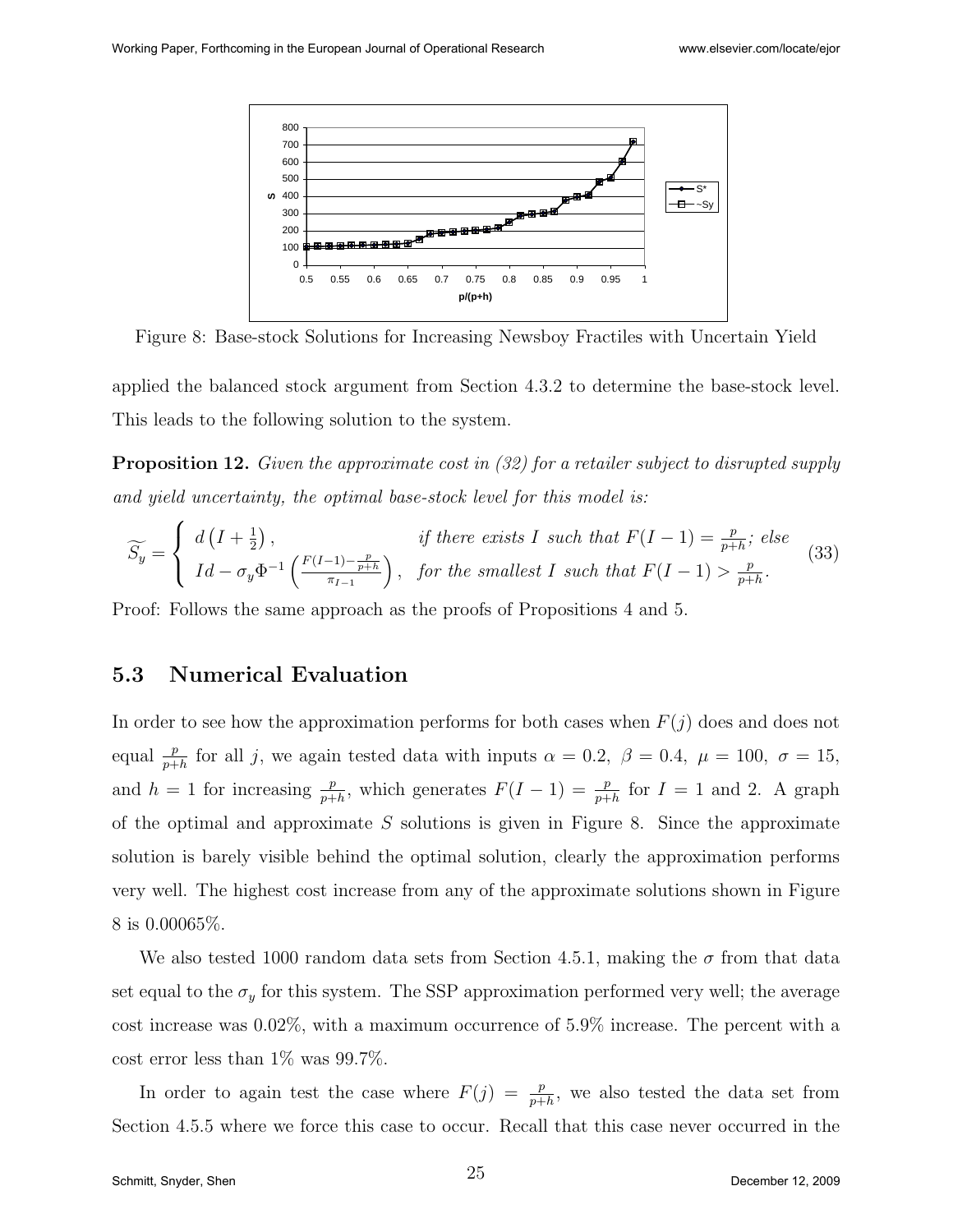Figure 8: Base-stock Solutions for Increasing Newsboy Fractiles with Uncertain Yield

applied the balanced stock argument from Section 4.3.2 to determine the base-stock level. This leads to the following solution to the system.

**Proposition 12.** *Given the approximate cost in (32) for a retailer subject to disrupted supply and yield uncertainty, the optimal base-stock level for this model is:*

$$\widetilde{S_y} = \begin{cases} d\left(I + \frac{1}{2}\right), & \text{if there exists } I \text{ such that } F(I-1) = \frac{p}{p+h}\text{; else} \\ Id - \sigma_y \Phi^{-1}\left(\frac{F(I-1) - \frac{p}{p+h}}{\pi_{I-1}}\right), & \text{for the smallest } I \text{ such that } F(I-1) > \frac{p}{p+h}. \end{cases} \quad (33)$$

Proof: Follows the same approach as the proofs of Propositions 4 and 5.

## 5.3 Numerical Evaluation

In order to see how the approximation performs for both cases when $F(j)$ does and does not equal $\frac{p}{p+h}$ for all $j$, we again tested data with inputs $\alpha = 0.2,\ \beta = 0.4,\ \mu = 100,\ \sigma = 15,$ and $h = 1$ for increasing $\frac{p}{p+h}$, which generates $F(I-1) = \frac{p}{p+h}$ for $I = 1$ and 2. A graph of the optimal and approximate $S$ solutions is given in Figure 8. Since the approximate solution is barely visible behind the optimal solution, clearly the approximation performs very well. The highest cost increase from any of the approximate solutions shown in Figure 8 is 0.00065%.

We also tested 1000 random data sets from Section 4.5.1, making the $\sigma$ from that data set equal to the $\sigma_y$ for this system. The SSP approximation performed very well; the average cost increase was 0.02%, with a maximum occurrence of 5.9% increase. The percent with a cost error less than 1% was 99.7%.

In order to again test the case where $F(j) = \frac{p}{p+h}$, we also tested the data set from Section 4.5.5 where we force this case to occur. Recall that this case never occurred in the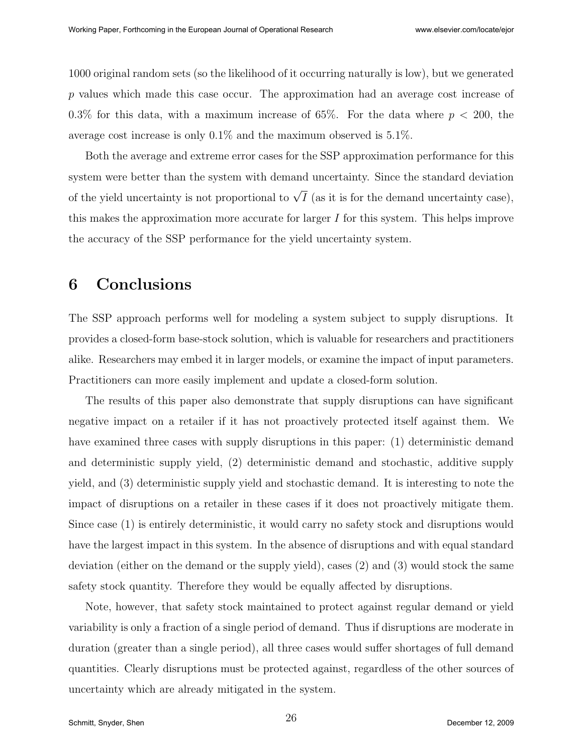1000 original random sets (so the likelihood of it occurring naturally is low), but we generated $p$ values which made this case occur. The approximation had an average cost increase of 0.3% for this data, with a maximum increase of 65%. For the data where $p < 200$, the average cost increase is only 0.1% and the maximum observed is 5.1%.

Both the average and extreme error cases for the SSP approximation performance for this system were better than the system with demand uncertainty. Since the standard deviation of the yield uncertainty is not proportional to $\sqrt{I}$ (as it is for the demand uncertainty case), this makes the approximation more accurate for larger $I$ for this system. This helps improve the accuracy of the SSP performance for the yield uncertainty system.

# 6 Conclusions

The SSP approach performs well for modeling a system subject to supply disruptions. It provides a closed-form base-stock solution, which is valuable for researchers and practitioners alike. Researchers may embed it in larger models, or examine the impact of input parameters. Practitioners can more easily implement and update a closed-form solution.

The results of this paper also demonstrate that supply disruptions can have significant negative impact on a retailer if it has not proactively protected itself against them. We have examined three cases with supply disruptions in this paper: (1) deterministic demand and deterministic supply yield, (2) deterministic demand and stochastic, additive supply yield, and (3) deterministic supply yield and stochastic demand. It is interesting to note the impact of disruptions on a retailer in these cases if it does not proactively mitigate them. Since case (1) is entirely deterministic, it would carry no safety stock and disruptions would have the largest impact in this system. In the absence of disruptions and with equal standard deviation (either on the demand or the supply yield), cases (2) and (3) would stock the same safety stock quantity. Therefore they would be equally affected by disruptions.

Note, however, that safety stock maintained to protect against regular demand or yield variability is only a fraction of a single period of demand. Thus if disruptions are moderate in duration (greater than a single period), all three cases would suffer shortages of full demand quantities. Clearly disruptions must be protected against, regardless of the other sources of uncertainty which are already mitigated in the system.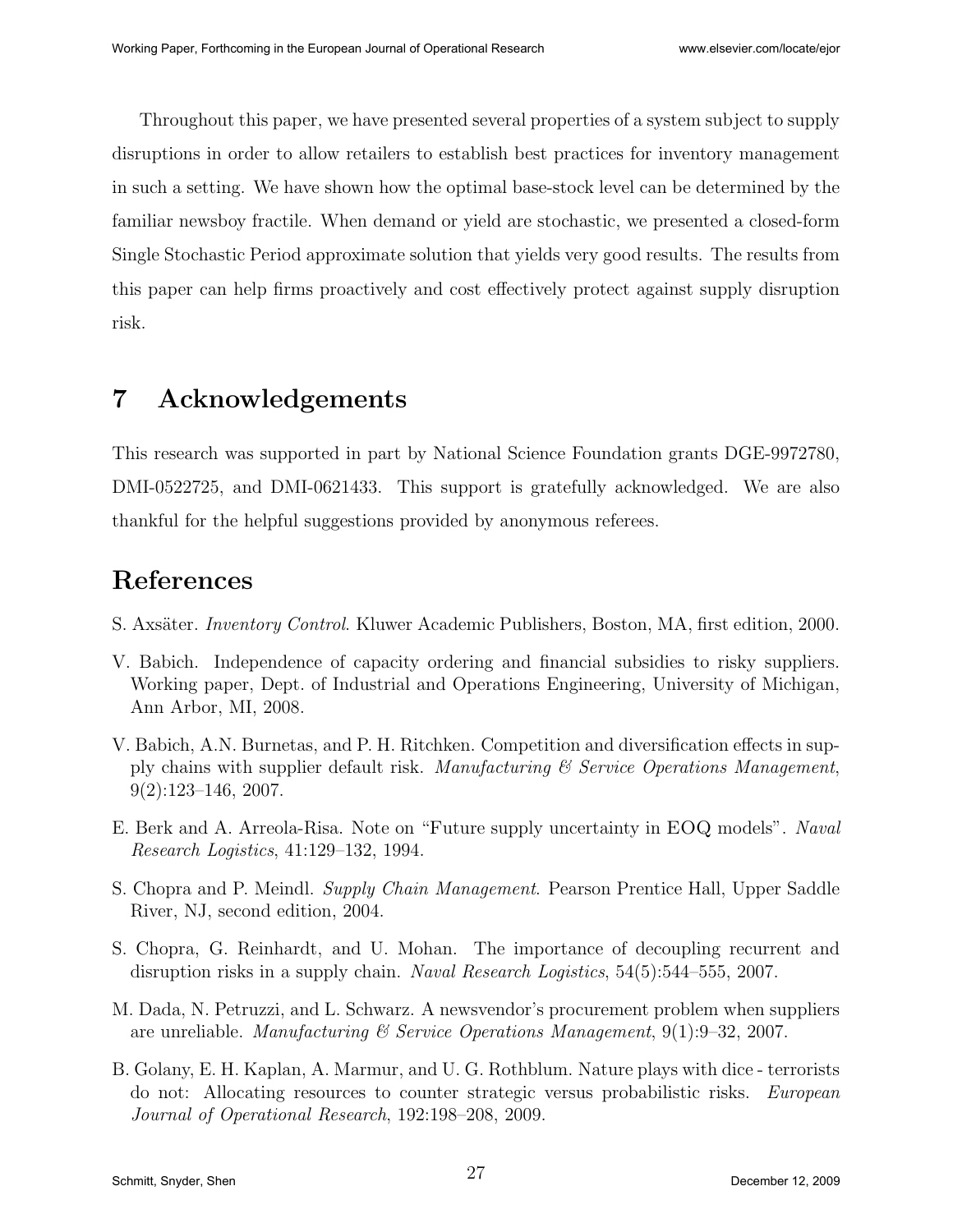Throughout this paper, we have presented several properties of a system subject to supply disruptions in order to allow retailers to establish best practices for inventory management in such a setting. We have shown how the optimal base-stock level can be determined by the familiar newsboy fractile. When demand or yield are stochastic, we presented a closed-form Single Stochastic Period approximate solution that yields very good results. The results from this paper can help firms proactively and cost effectively protect against supply disruption risk.

# 7 Acknowledgements

This research was supported in part by National Science Foundation grants DGE-9972780, DMI-0522725, and DMI-0621433. This support is gratefully acknowledged. We are also thankful for the helpful suggestions provided by anonymous referees.

# References

S. Axsäter. *Inventory Control*. Kluwer Academic Publishers, Boston, MA, first edition, 2000.

V. Babich. Independence of capacity ordering and financial subsidies to risky suppliers. Working paper, Dept. of Industrial and Operations Engineering, University of Michigan, Ann Arbor, MI, 2008.

V. Babich, A.N. Burnetas, and P. H. Ritchken. Competition and diversification effects in supply chains with supplier default risk. *Manufacturing & Service Operations Management*, 9(2):123–146, 2007.

E. Berk and A. Arreola-Risa. Note on "Future supply uncertainty in EOQ models". *Naval Research Logistics*, 41:129–132, 1994.

S. Chopra and P. Meindl. *Supply Chain Management*. Pearson Prentice Hall, Upper Saddle River, NJ, second edition, 2004.

S. Chopra, G. Reinhardt, and U. Mohan. The importance of decoupling recurrent and disruption risks in a supply chain. *Naval Research Logistics*, 54(5):544–555, 2007.

M. Dada, N. Petruzzi, and L. Schwarz. A newsvendor's procurement problem when suppliers are unreliable. *Manufacturing & Service Operations Management*, 9(1):9–32, 2007.

B. Golany, E. H. Kaplan, A. Marmur, and U. G. Rothblum. Nature plays with dice - terrorists do not: Allocating resources to counter strategic versus probabilistic risks. *European Journal of Operational Research*, 192:198–208, 2009.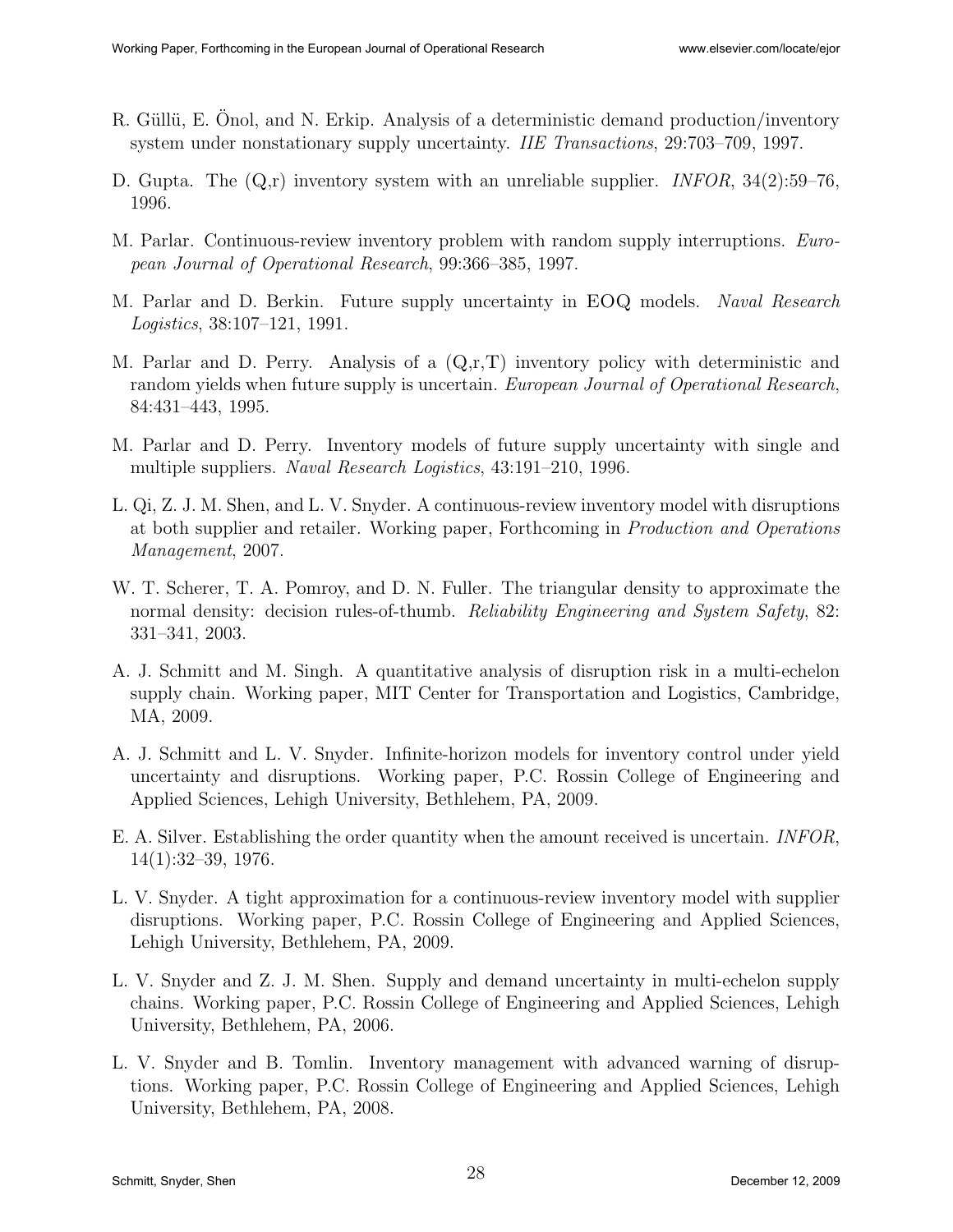R. Güllü, E. Önol, and N. Erkip. Analysis of a deterministic demand production/inventory system under nonstationary supply uncertainty. *IIE Transactions*, 29:703–709, 1997.

D. Gupta. The (Q,r) inventory system with an unreliable supplier. *INFOR*, 34(2):59–76, 1996.

M. Parlar. Continuous-review inventory problem with random supply interruptions. *European Journal of Operational Research*, 99:366–385, 1997.

M. Parlar and D. Berkin. Future supply uncertainty in EOQ models. *Naval Research Logistics*, 38:107–121, 1991.

M. Parlar and D. Perry. Analysis of a (Q,r,T) inventory policy with deterministic and random yields when future supply is uncertain. *European Journal of Operational Research*, 84:431–443, 1995.

M. Parlar and D. Perry. Inventory models of future supply uncertainty with single and multiple suppliers. *Naval Research Logistics*, 43:191–210, 1996.

L. Qi, Z. J. M. Shen, and L. V. Snyder. A continuous-review inventory model with disruptions at both supplier and retailer. Working paper, Forthcoming in *Production and Operations Management*, 2007.

W. T. Scherer, T. A. Pomroy, and D. N. Fuller. The triangular density to approximate the normal density: decision rules-of-thumb. *Reliability Engineering and System Safety*, 82: 331–341, 2003.

A. J. Schmitt and M. Singh. A quantitative analysis of disruption risk in a multi-echelon supply chain. Working paper, MIT Center for Transportation and Logistics, Cambridge, MA, 2009.

A. J. Schmitt and L. V. Snyder. Infinite-horizon models for inventory control under yield uncertainty and disruptions. Working paper, P.C. Rossin College of Engineering and Applied Sciences, Lehigh University, Bethlehem, PA, 2009.

E. A. Silver. Establishing the order quantity when the amount received is uncertain. *INFOR*, 14(1):32–39, 1976.

L. V. Snyder. A tight approximation for a continuous-review inventory model with supplier disruptions. Working paper, P.C. Rossin College of Engineering and Applied Sciences, Lehigh University, Bethlehem, PA, 2009.

L. V. Snyder and Z. J. M. Shen. Supply and demand uncertainty in multi-echelon supply chains. Working paper, P.C. Rossin College of Engineering and Applied Sciences, Lehigh University, Bethlehem, PA, 2006.

L. V. Snyder and B. Tomlin. Inventory management with advanced warning of disruptions. Working paper, P.C. Rossin College of Engineering and Applied Sciences, Lehigh University, Bethlehem, PA, 2008.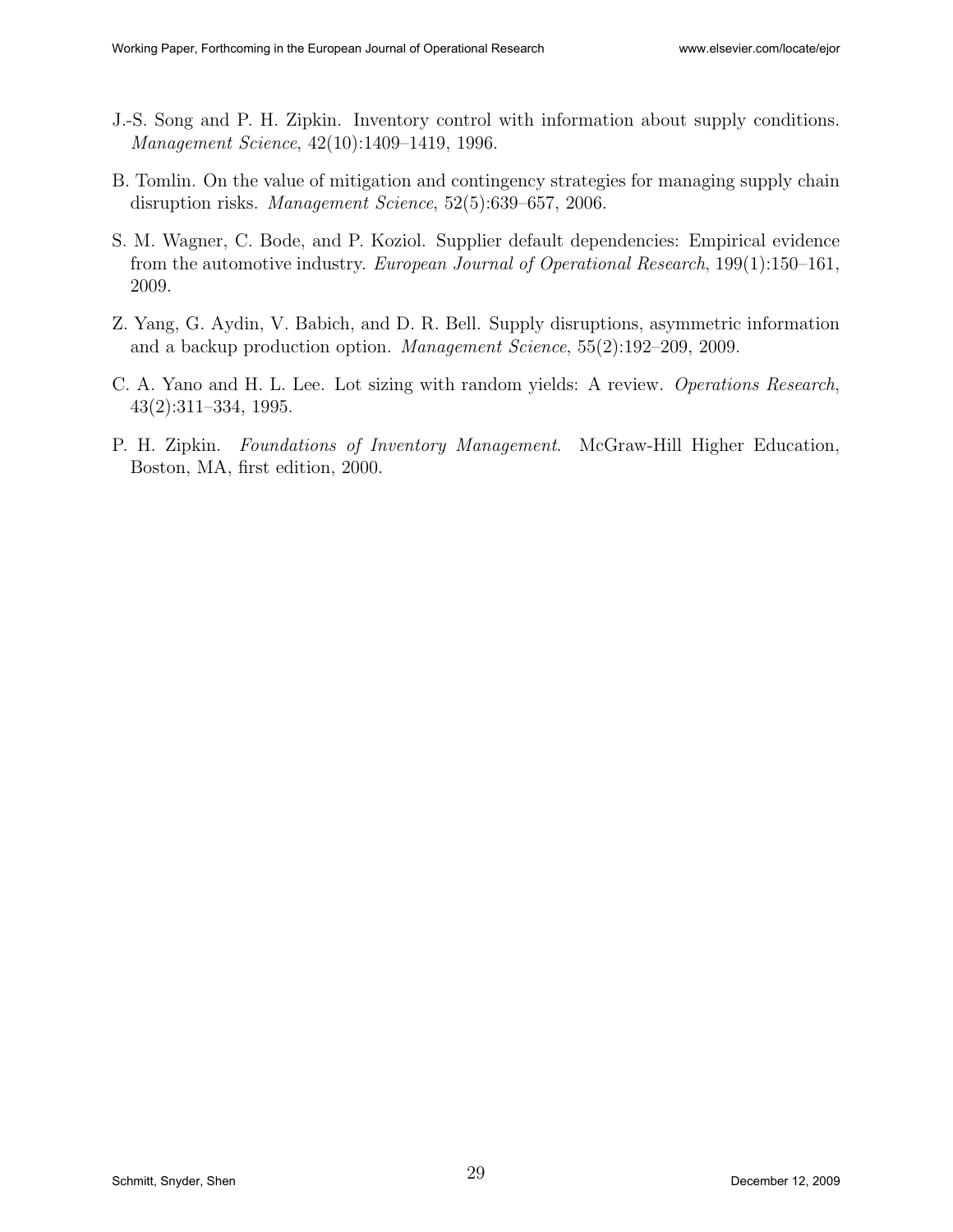J.-S. Song and P. H. Zipkin. Inventory control with information about supply conditions. *Management Science*, 42(10):1409–1419, 1996.

B. Tomlin. On the value of mitigation and contingency strategies for managing supply chain disruption risks. *Management Science*, 52(5):639–657, 2006.

S. M. Wagner, C. Bode, and P. Koziol. Supplier default dependencies: Empirical evidence from the automotive industry. *European Journal of Operational Research*, 199(1):150–161, 2009.

Z. Yang, G. Aydin, V. Babich, and D. R. Bell. Supply disruptions, asymmetric information and a backup production option. *Management Science*, 55(2):192–209, 2009.

C. A. Yano and H. L. Lee. Lot sizing with random yields: A review. *Operations Research*, 43(2):311–334, 1995.

P. H. Zipkin. *Foundations of Inventory Management*. McGraw-Hill Higher Education, Boston, MA, first edition, 2000.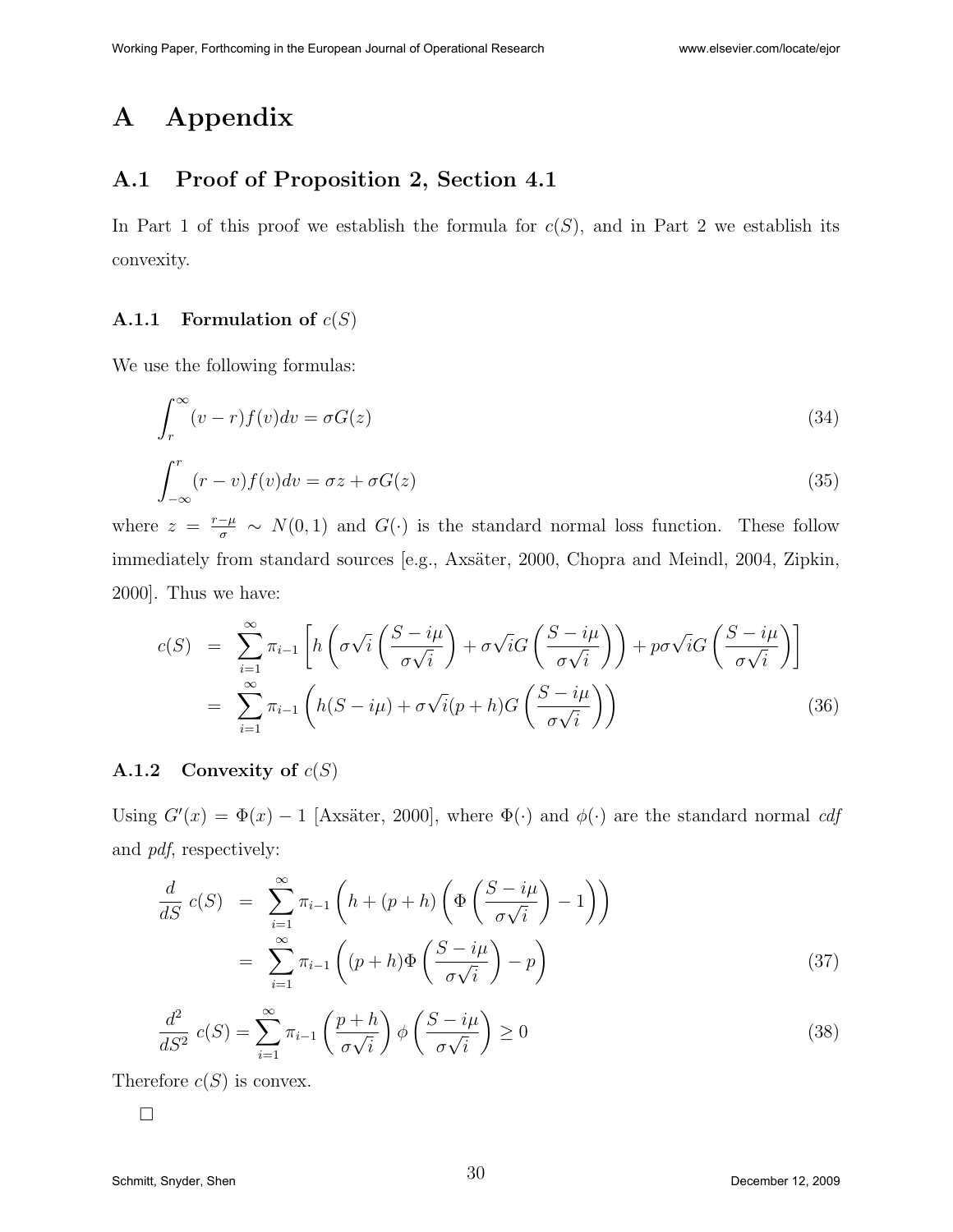# A Appendix

## A.1 Proof of Proposition 2, Section 4.1

In Part 1 of this proof we establish the formula for $c(S)$, and in Part 2 we establish its convexity.

### A.1.1 Formulation of $c(S)$

We use the following formulas:

$$\int_{r}^{\infty}(v-r)f(v)dv = \sigma G(z) \tag{34}$$

$$\int_{-\infty}^{r}(r-v)f(v)dv = \sigma z + \sigma G(z) \tag{35}$$

where $z = \frac{r-\mu}{\sigma} \sim N(0,1)$ and $G(\cdot)$ is the standard normal loss function. These follow immediately from standard sources [e.g., Axsäter, 2000, Chopra and Meindl, 2004, Zipkin, 2000]. Thus we have:

$$\begin{aligned}
c(S) &= \sum_{i=1}^{\infty} \pi_{i-1}\left[h\left(\sigma\sqrt{i}\left(\frac{S-i\mu}{\sigma\sqrt{i}}\right) + \sigma\sqrt{i}G\left(\frac{S-i\mu}{\sigma\sqrt{i}}\right)\right) + p\sigma\sqrt{i}G\left(\frac{S-i\mu}{\sigma\sqrt{i}}\right)\right] \\
&= \sum_{i=1}^{\infty} \pi_{i-1}\left(h(S-i\mu) + \sigma\sqrt{i}(p+h)G\left(\frac{S-i\mu}{\sigma\sqrt{i}}\right)\right)
\end{aligned} \tag{36}$$

### A.1.2 Convexity of $c(S)$

Using $G'(x) = \Phi(x) - 1$ [Axsäter, 2000], where $\Phi(\cdot)$ and $\phi(\cdot)$ are the standard normal *cdf* and *pdf*, respectively:

$$\begin{aligned}
\frac{d}{dS}\,c(S) &= \sum_{i=1}^{\infty} \pi_{i-1}\left(h + (p+h)\left(\Phi\left(\frac{S-i\mu}{\sigma\sqrt{i}}\right) - 1\right)\right) \\
&= \sum_{i=1}^{\infty} \pi_{i-1}\left((p+h)\Phi\left(\frac{S-i\mu}{\sigma\sqrt{i}}\right) - p\right)
\end{aligned} \tag{37}$$

$$\frac{d^2}{dS^2}\,c(S) = \sum_{i=1}^{\infty} \pi_{i-1}\left(\frac{p+h}{\sigma\sqrt{i}}\right)\phi\left(\frac{S-i\mu}{\sigma\sqrt{i}}\right) \geq 0 \tag{38}$$

Therefore $c(S)$ is convex.

□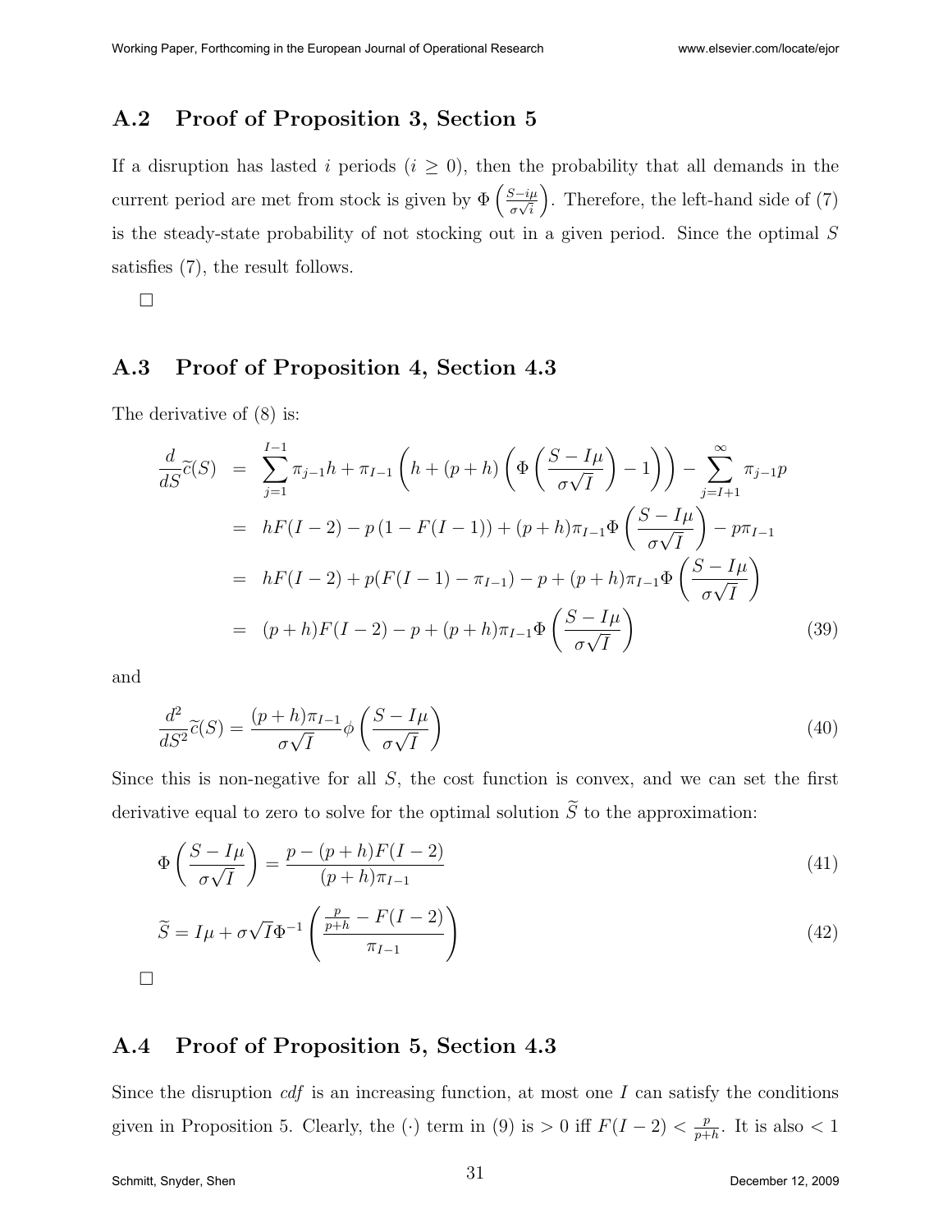## A.2 Proof of Proposition 3, Section 5

If a disruption has lasted $i$ periods ($i \geq 0$), then the probability that all demands in the current period are met from stock is given by $\Phi\left(\frac{S-i\mu}{\sigma\sqrt{i}}\right)$. Therefore, the left-hand side of (7) is the steady-state probability of not stocking out in a given period. Since the optimal $S$ satisfies (7), the result follows.

□

## A.3 Proof of Proposition 4, Section 4.3

The derivative of (8) is:

$$
\begin{aligned}
\frac{d}{dS}\widetilde{c}(S) &= \sum_{j=1}^{I-1} \pi_{j-1} h + \pi_{I-1}\left(h + (p+h)\left(\Phi\left(\frac{S-I\mu}{\sigma\sqrt{I}}\right) - 1\right)\right) - \sum_{j=I+1}^{\infty} \pi_{j-1} p \\
&= hF(I-2) - p\left(1 - F(I-1)\right) + (p+h)\pi_{I-1}\Phi\left(\frac{S-I\mu}{\sigma\sqrt{I}}\right) - p\pi_{I-1} \\
&= hF(I-2) + p(F(I-1) - \pi_{I-1}) - p + (p+h)\pi_{I-1}\Phi\left(\frac{S-I\mu}{\sigma\sqrt{I}}\right) \\
&= (p+h)F(I-2) - p + (p+h)\pi_{I-1}\Phi\left(\frac{S-I\mu}{\sigma\sqrt{I}}\right) \qquad (39)
\end{aligned}
$$

and

$$
\frac{d^2}{dS^2}\widetilde{c}(S) = \frac{(p+h)\pi_{I-1}}{\sigma\sqrt{I}}\phi\left(\frac{S-I\mu}{\sigma\sqrt{I}}\right) \qquad (40)
$$

Since this is non-negative for all $S$, the cost function is convex, and we can set the first derivative equal to zero to solve for the optimal solution $\widetilde{S}$ to the approximation:

$$
\Phi\left(\frac{S-I\mu}{\sigma\sqrt{I}}\right) = \frac{p - (p+h)F(I-2)}{(p+h)\pi_{I-1}} \qquad (41)
$$

$$
\widetilde{S} = I\mu + \sigma\sqrt{I}\Phi^{-1}\left(\frac{\frac{p}{p+h} - F(I-2)}{\pi_{I-1}}\right) \qquad (42)
$$

□

## A.4 Proof of Proposition 5, Section 4.3

Since the disruption *cdf* is an increasing function, at most one $I$ can satisfy the conditions given in Proposition 5. Clearly, the $(\cdot)$ term in (9) is $> 0$ iff $F(I-2) < \frac{p}{p+h}$. It is also $< 1$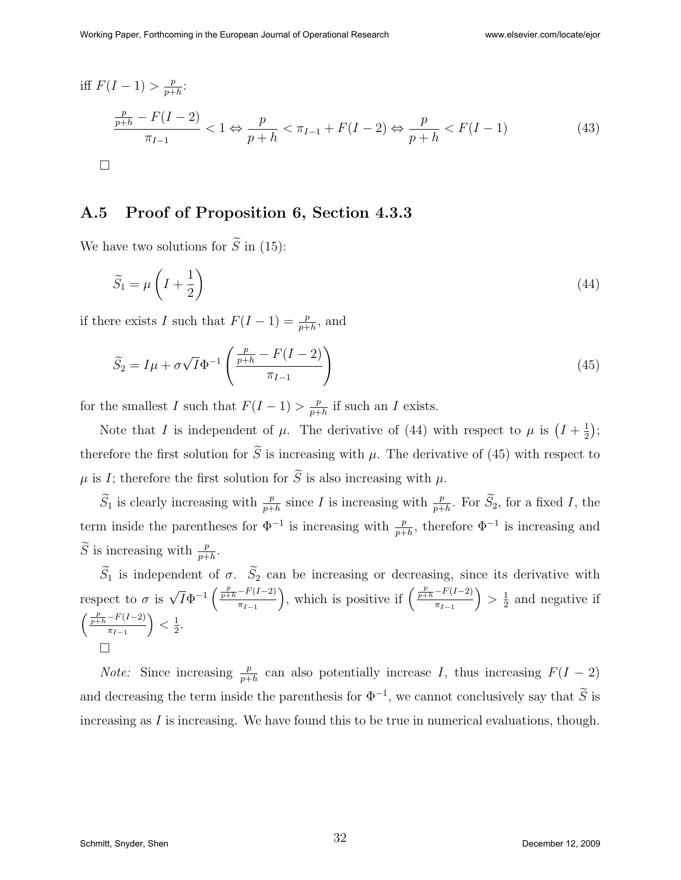iff $F(I-1) > \frac{p}{p+h}$:

$$\frac{\frac{p}{p+h} - F(I-2)}{\pi_{I-1}} < 1 \Leftrightarrow \frac{p}{p+h} < \pi_{I-1} + F(I-2) \Leftrightarrow \frac{p}{p+h} < F(I-1) \tag{43}$$

□

## A.5 Proof of Proposition 6, Section 4.3.3

We have two solutions for $\widetilde{S}$ in (15):

$$\widetilde{S}_1 = \mu\left(I + \frac{1}{2}\right) \tag{44}$$

if there exists $I$ such that $F(I-1) = \frac{p}{p+h}$, and

$$\widetilde{S}_2 = I\mu + \sigma\sqrt{I}\Phi^{-1}\left(\frac{\frac{p}{p+h} - F(I-2)}{\pi_{I-1}}\right) \tag{45}$$

for the smallest $I$ such that $F(I-1) > \frac{p}{p+h}$ if such an $I$ exists.

Note that $I$ is independent of $\mu$. The derivative of (44) with respect to $\mu$ is $\left(I + \frac{1}{2}\right)$; therefore the first solution for $\widetilde{S}$ is increasing with $\mu$. The derivative of (45) with respect to $\mu$ is $I$; therefore the first solution for $\widetilde{S}$ is also increasing with $\mu$.

$\widetilde{S}_1$ is clearly increasing with $\frac{p}{p+h}$ since $I$ is increasing with $\frac{p}{p+h}$. For $\widetilde{S}_2$, for a fixed $I$, the term inside the parentheses for $\Phi^{-1}$ is increasing with $\frac{p}{p+h}$, therefore $\Phi^{-1}$ is increasing and $\widetilde{S}$ is increasing with $\frac{p}{p+h}$.

$\widetilde{S}_1$ is independent of $\sigma$. $\widetilde{S}_2$ can be increasing or decreasing, since its derivative with respect to $\sigma$ is $\sqrt{I}\Phi^{-1}\left(\frac{\frac{p}{p+h} - F(I-2)}{\pi_{I-1}}\right)$, which is positive if $\left(\frac{\frac{p}{p+h} - F(I-2)}{\pi_{I-1}}\right) > \frac{1}{2}$ and negative if $\left(\frac{\frac{p}{p+h} - F(I-2)}{\pi_{I-1}}\right) < \frac{1}{2}$.

□

*Note:* Since increasing $\frac{p}{p+h}$ can also potentially increase $I$, thus increasing $F(I-2)$ and decreasing the term inside the parenthesis for $\Phi^{-1}$, we cannot conclusively say that $\widetilde{S}$ is increasing as $I$ is increasing. We have found this to be true in numerical evaluations, though.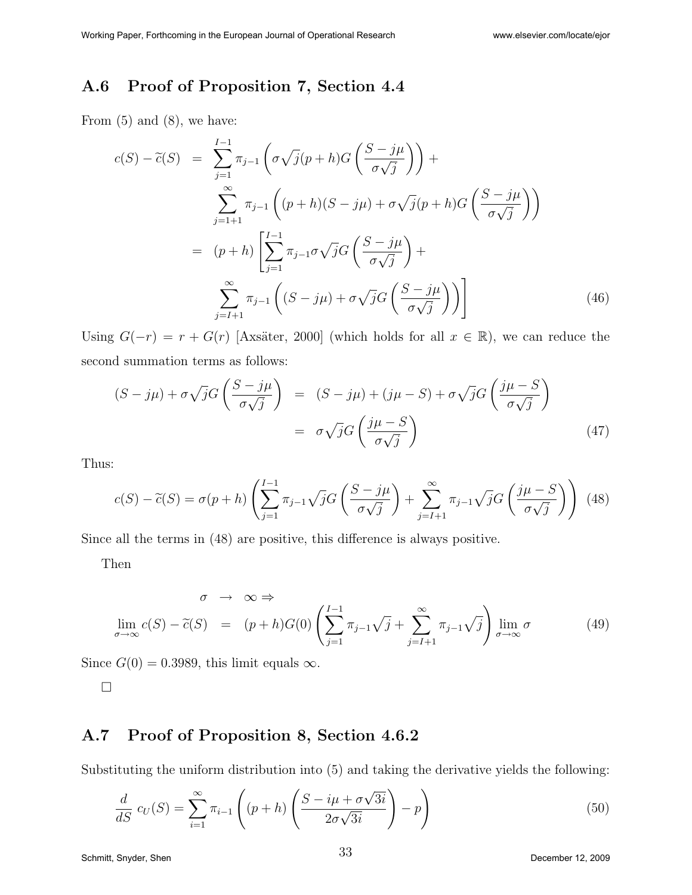## A.6 Proof of Proposition 7, Section 4.4

From (5) and (8), we have:

$$
\begin{aligned}
c(S) - \widetilde{c}(S) &= \sum_{j=1}^{I-1} \pi_{j-1} \left( \sigma\sqrt{j}(p+h)G\left(\frac{S-j\mu}{\sigma\sqrt{j}}\right)\right) + \\
&\quad \sum_{j=1+1}^{\infty} \pi_{j-1} \left( (p+h)(S-j\mu) + \sigma\sqrt{j}(p+h)G\left(\frac{S-j\mu}{\sigma\sqrt{j}}\right)\right) \\
&= (p+h)\left[ \sum_{j=1}^{I-1} \pi_{j-1}\sigma\sqrt{j}G\left(\frac{S-j\mu}{\sigma\sqrt{j}}\right) + \right. \\
&\quad \left. \sum_{j=I+1}^{\infty} \pi_{j-1} \left( (S-j\mu) + \sigma\sqrt{j}G\left(\frac{S-j\mu}{\sigma\sqrt{j}}\right)\right)\right] \qquad (46)
\end{aligned}
$$

Using $G(-r) = r + G(r)$ [Axsäter, 2000] (which holds for all $x \in \mathbb{R}$), we can reduce the second summation terms as follows:

$$
\begin{aligned}
(S-j\mu) + \sigma\sqrt{j}G\left(\frac{S-j\mu}{\sigma\sqrt{j}}\right) &= (S-j\mu) + (j\mu - S) + \sigma\sqrt{j}G\left(\frac{j\mu - S}{\sigma\sqrt{j}}\right) \\
&= \sigma\sqrt{j}G\left(\frac{j\mu - S}{\sigma\sqrt{j}}\right) \qquad (47)
\end{aligned}
$$

Thus:

$$
c(S) - \widetilde{c}(S) = \sigma(p+h)\left( \sum_{j=1}^{I-1} \pi_{j-1}\sqrt{j}G\left(\frac{S-j\mu}{\sigma\sqrt{j}}\right) + \sum_{j=I+1}^{\infty} \pi_{j-1}\sqrt{j}G\left(\frac{j\mu - S}{\sigma\sqrt{j}}\right)\right) \qquad (48)
$$

Since all the terms in (48) are positive, this difference is always positive.

Then

$$
\begin{aligned}
\sigma &\rightarrow \infty \Rightarrow \\
\lim_{\sigma\to\infty} c(S) - \widetilde{c}(S) &= (p+h)G(0)\left( \sum_{j=1}^{I-1} \pi_{j-1}\sqrt{j} + \sum_{j=I+1}^{\infty} \pi_{j-1}\sqrt{j}\right) \lim_{\sigma\to\infty} \sigma \qquad (49)
\end{aligned}
$$

Since $G(0) = 0.3989$, this limit equals $\infty$.

□

## A.7 Proof of Proposition 8, Section 4.6.2

Substituting the uniform distribution into (5) and taking the derivative yields the following:

$$
\frac{d}{dS}\, c_U(S) = \sum_{i=1}^{\infty} \pi_{i-1} \left( (p+h)\left( \frac{S - i\mu + \sigma\sqrt{3i}}{2\sigma\sqrt{3i}} \right) - p \right) \qquad (50)
$$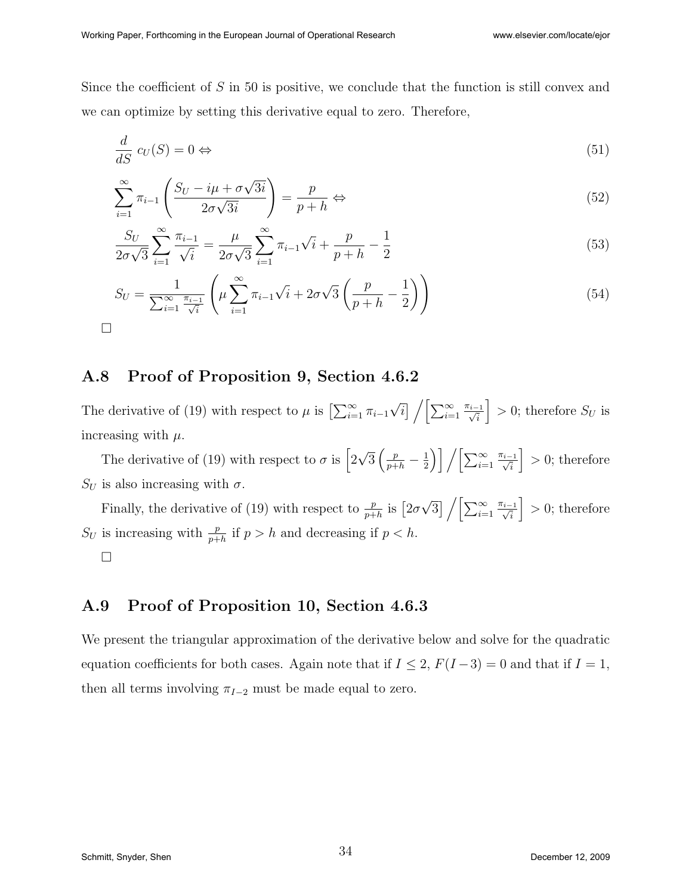Since the coefficient of $S$ in 50 is positive, we conclude that the function is still convex and we can optimize by setting this derivative equal to zero. Therefore,

$$\frac{d}{dS}\ c_U(S) = 0 \Leftrightarrow \tag{51}$$

$$\sum_{i=1}^{\infty} \pi_{i-1} \left( \frac{S_U - i\mu + \sigma\sqrt{3i}}{2\sigma\sqrt{3i}} \right) = \frac{p}{p+h} \Leftrightarrow \tag{52}$$

$$\frac{S_U}{2\sigma\sqrt{3}} \sum_{i=1}^{\infty} \frac{\pi_{i-1}}{\sqrt{i}} = \frac{\mu}{2\sigma\sqrt{3}} \sum_{i=1}^{\infty} \pi_{i-1}\sqrt{i} + \frac{p}{p+h} - \frac{1}{2} \tag{53}$$

$$S_U = \frac{1}{\sum_{i=1}^{\infty} \frac{\pi_{i-1}}{\sqrt{i}}} \left( \mu \sum_{i=1}^{\infty} \pi_{i-1}\sqrt{i} + 2\sigma\sqrt{3} \left( \frac{p}{p+h} - \frac{1}{2} \right) \right) \tag{54}$$

□

## A.8 Proof of Proposition 9, Section 4.6.2

The derivative of (19) with respect to $\mu$ is $\left[\sum_{i=1}^{\infty} \pi_{i-1}\sqrt{i}\right] \Big/ \left[\sum_{i=1}^{\infty} \frac{\pi_{i-1}}{\sqrt{i}}\right] > 0$; therefore $S_U$ is increasing with $\mu$.

The derivative of (19) with respect to $\sigma$ is $\left[2\sqrt{3}\left(\frac{p}{p+h} - \frac{1}{2}\right)\right] \Big/ \left[\sum_{i=1}^{\infty} \frac{\pi_{i-1}}{\sqrt{i}}\right] > 0$; therefore $S_U$ is also increasing with $\sigma$.

Finally, the derivative of (19) with respect to $\frac{p}{p+h}$ is $\left[2\sigma\sqrt{3}\right] \Big/ \left[\sum_{i=1}^{\infty} \frac{\pi_{i-1}}{\sqrt{i}}\right] > 0$; therefore $S_U$ is increasing with $\frac{p}{p+h}$ if $p > h$ and decreasing if $p < h$.

□

## A.9 Proof of Proposition 10, Section 4.6.3

We present the triangular approximation of the derivative below and solve for the quadratic equation coefficients for both cases. Again note that if $I \leq 2$, $F(I-3) = 0$ and that if $I = 1$, then all terms involving $\pi_{I-2}$ must be made equal to zero.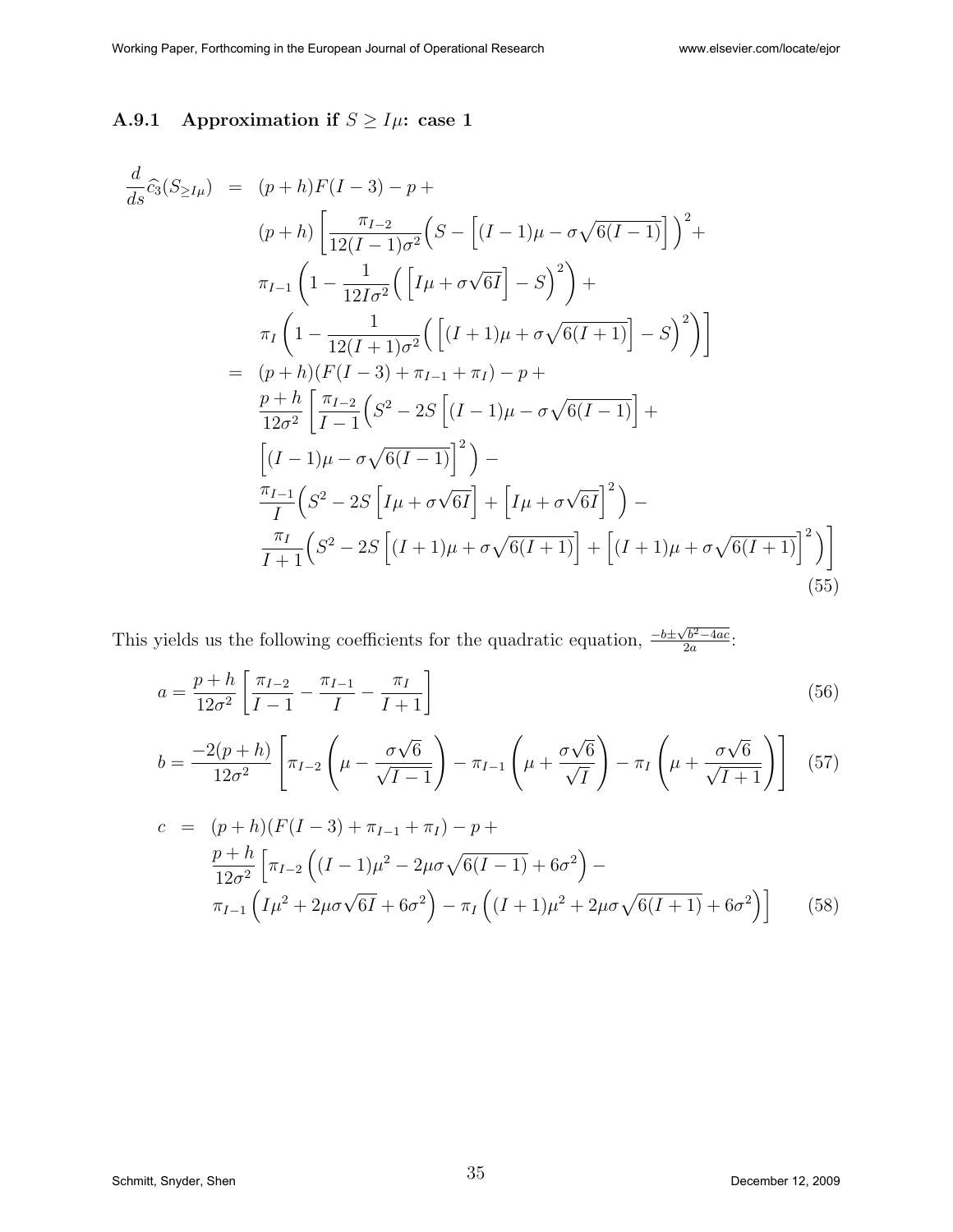### A.9.1 Approximation if $S \geq I\mu$: case 1

$$
\begin{aligned}
\frac{d}{ds}\widehat{c}_3(S_{\geq I\mu}) &= (p+h)F(I-3) - p + \\
&\quad (p+h)\left[\frac{\pi_{I-2}}{12(I-1)\sigma^2}\Big(S - \Big[(I-1)\mu - \sigma\sqrt{6(I-1)}\Big]\Big)^2 + \right. \\
&\quad \pi_{I-1}\left(1 - \frac{1}{12I\sigma^2}\Big(\Big[I\mu + \sigma\sqrt{6I}\Big] - S\Big)^2\right) + \\
&\quad \left. \pi_I\left(1 - \frac{1}{12(I+1)\sigma^2}\Big(\Big[(I+1)\mu + \sigma\sqrt{6(I+1)}\Big] - S\Big)^2\right)\right] \\
&= (p+h)(F(I-3) + \pi_{I-1} + \pi_I) - p + \\
&\quad \frac{p+h}{12\sigma^2}\left[\frac{\pi_{I-2}}{I-1}\Big(S^2 - 2S\Big[(I-1)\mu - \sigma\sqrt{6(I-1)}\Big] + \right. \\
&\quad \Big[(I-1)\mu - \sigma\sqrt{6(I-1)}\Big]^2\Big) - \\
&\quad \frac{\pi_{I-1}}{I}\Big(S^2 - 2S\Big[I\mu + \sigma\sqrt{6I}\Big] + \Big[I\mu + \sigma\sqrt{6I}\Big]^2\Big) - \\
&\quad \left. \frac{\pi_I}{I+1}\Big(S^2 - 2S\Big[(I+1)\mu + \sigma\sqrt{6(I+1)}\Big] + \Big[(I+1)\mu + \sigma\sqrt{6(I+1)}\Big]^2\Big)\right]
\end{aligned}
\tag{55}
$$

This yields us the following coefficients for the quadratic equation, $\frac{-b \pm \sqrt{b^2 - 4ac}}{2a}$:

$$
a = \frac{p+h}{12\sigma^2}\left[\frac{\pi_{I-2}}{I-1} - \frac{\pi_{I-1}}{I} - \frac{\pi_I}{I+1}\right] \tag{56}
$$

$$
b = \frac{-2(p+h)}{12\sigma^2}\left[\pi_{I-2}\left(\mu - \frac{\sigma\sqrt{6}}{\sqrt{I-1}}\right) - \pi_{I-1}\left(\mu + \frac{\sigma\sqrt{6}}{\sqrt{I}}\right) - \pi_I\left(\mu + \frac{\sigma\sqrt{6}}{\sqrt{I+1}}\right)\right] \tag{57}
$$

$$
\begin{aligned}
c &= (p+h)(F(I-3) + \pi_{I-1} + \pi_I) - p + \\
&\quad \frac{p+h}{12\sigma^2}\Big[\pi_{I-2}\Big((I-1)\mu^2 - 2\mu\sigma\sqrt{6(I-1)} + 6\sigma^2\Big) - \\
&\quad \pi_{I-1}\Big(I\mu^2 + 2\mu\sigma\sqrt{6I} + 6\sigma^2\Big) - \pi_I\Big((I+1)\mu^2 + 2\mu\sigma\sqrt{6(I+1)} + 6\sigma^2\Big)\Big]
\end{aligned}
\tag{58}
$$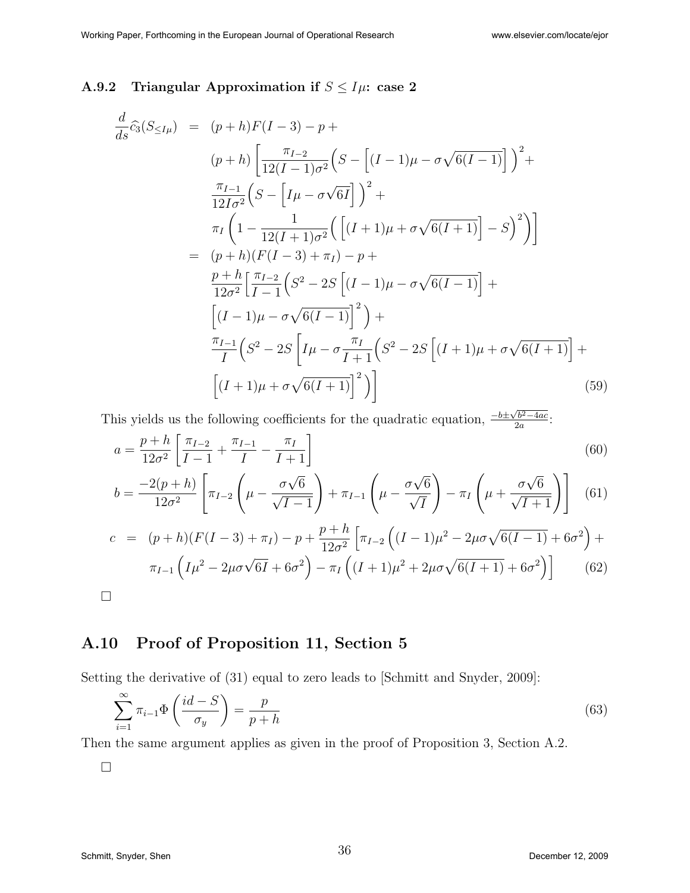### A.9.2 Triangular Approximation if $S \leq I\mu$: case 2

$$
\begin{aligned}
\frac{d}{ds}\widehat{c}_3(S_{\leq I\mu}) &= (p+h)F(I-3) - p + \\
&\quad (p+h)\left[\frac{\pi_{I-2}}{12(I-1)\sigma^2}\Big(S - \Big[(I-1)\mu - \sigma\sqrt{6(I-1)}\Big]\Big)^2 + \right. \\
&\quad \frac{\pi_{I-1}}{12I\sigma^2}\Big(S - \Big[I\mu - \sigma\sqrt{6I}\Big]\Big)^2 + \\
&\quad \left.\pi_I\left(1 - \frac{1}{12(I+1)\sigma^2}\Big(\Big[(I+1)\mu + \sigma\sqrt{6(I+1)}\Big] - S\Big)^2\right)\right] \\
&= (p+h)(F(I-3)+\pi_I) - p + \\
&\quad \frac{p+h}{12\sigma^2}\left[\frac{\pi_{I-2}}{I-1}\Big(S^2 - 2S\Big[(I-1)\mu - \sigma\sqrt{6(I-1)}\Big] + \right. \\
&\quad \Big[(I-1)\mu - \sigma\sqrt{6(I-1)}\Big]^2\Big) + \\
&\quad \frac{\pi_{I-1}}{I}\Big(S^2 - 2S\Big[I\mu - \sigma\frac{\pi_I}{I+1}\Big(S^2 - 2S\Big[(I+1)\mu + \sigma\sqrt{6(I+1)}\Big] + \\
&\quad \left.\Big[(I+1)\mu + \sigma\sqrt{6(I+1)}\Big]^2\Big)\right]
\end{aligned}
\tag{59}
$$

This yields us the following coefficients for the quadratic equation, $\frac{-b \pm \sqrt{b^2-4ac}}{2a}$:

$$
a = \frac{p+h}{12\sigma^2}\left[\frac{\pi_{I-2}}{I-1} + \frac{\pi_{I-1}}{I} - \frac{\pi_I}{I+1}\right] \tag{60}
$$

$$
b = \frac{-2(p+h)}{12\sigma^2}\left[\pi_{I-2}\left(\mu - \frac{\sigma\sqrt{6}}{\sqrt{I-1}}\right) + \pi_{I-1}\left(\mu - \frac{\sigma\sqrt{6}}{\sqrt{I}}\right) - \pi_I\left(\mu + \frac{\sigma\sqrt{6}}{\sqrt{I+1}}\right)\right] \tag{61}
$$

$$
\begin{aligned}
c &= (p+h)(F(I-3)+\pi_I) - p + \frac{p+h}{12\sigma^2}\Big[\pi_{I-2}\Big((I-1)\mu^2 - 2\mu\sigma\sqrt{6(I-1)} + 6\sigma^2\Big) + \\
&\quad \pi_{I-1}\Big(I\mu^2 - 2\mu\sigma\sqrt{6I} + 6\sigma^2\Big) - \pi_I\Big((I+1)\mu^2 + 2\mu\sigma\sqrt{6(I+1)} + 6\sigma^2\Big)\Big]
\end{aligned}
\tag{62}
$$

□

## A.10 Proof of Proposition 11, Section 5

Setting the derivative of (31) equal to zero leads to [Schmitt and Snyder, 2009]:

$$
\sum_{i=1}^{\infty} \pi_{i-1}\Phi\left(\frac{id - S}{\sigma_y}\right) = \frac{p}{p+h} \tag{63}
$$

Then the same argument applies as given in the proof of Proposition 3, Section A.2.

□